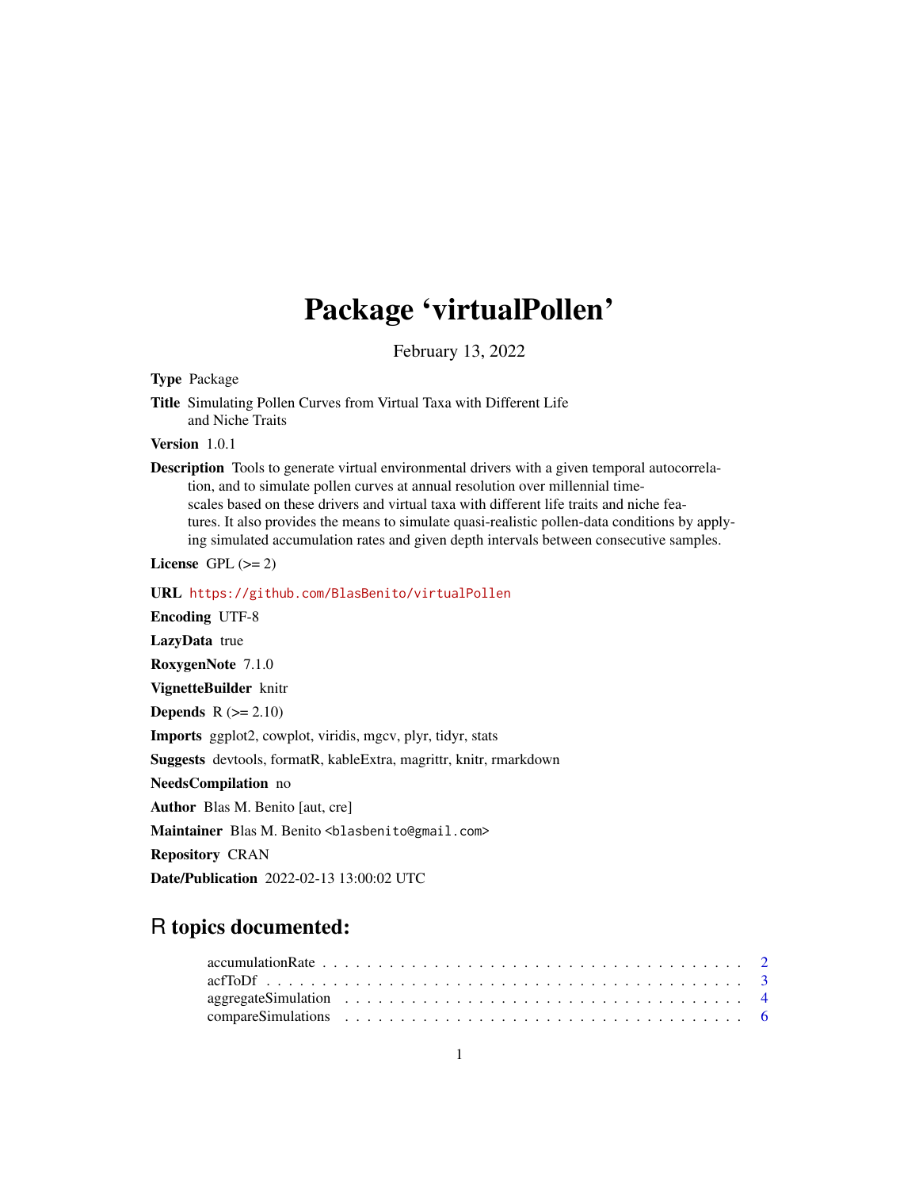# Package 'virtualPollen'

February 13, 2022

**Type** Package

**Title** Simulating Pollen Curves from Virtual Taxa with Different Life and Niche Traits

**Version** 1.0.1

**Description** Tools to generate virtual environmental drivers with a given temporal autocorrelation, and to simulate pollen curves at annual resolution over millennial time-scales based on these drivers and virtual taxa with different life traits and niche features. It also provides the means to simulate quasi-realistic pollen-data conditions by applying simulated accumulation rates and given depth intervals between consecutive samples.

**License** GPL (>= 2)

**URL** https://github.com/BlasBenito/virtualPollen

**Encoding** UTF-8

**LazyData** true

**RoxygenNote** 7.1.0

**VignetteBuilder** knitr

**Depends** R (>= 2.10)

**Imports** ggplot2, cowplot, viridis, mgcv, plyr, tidyr, stats

**Suggests** devtools, formatR, kableExtra, magrittr, knitr, rmarkdown

**NeedsCompilation** no

**Author** Blas M. Benito [aut, cre]

**Maintainer** Blas M. Benito <blasbenito@gmail.com>

**Repository** CRAN

**Date/Publication** 2022-02-13 13:00:02 UTC

## R topics documented:

| | |
|---|---|
| accumulationRate | 2 |
| acfToDf | 3 |
| aggregateSimulation | 4 |
| compareSimulations | 6 |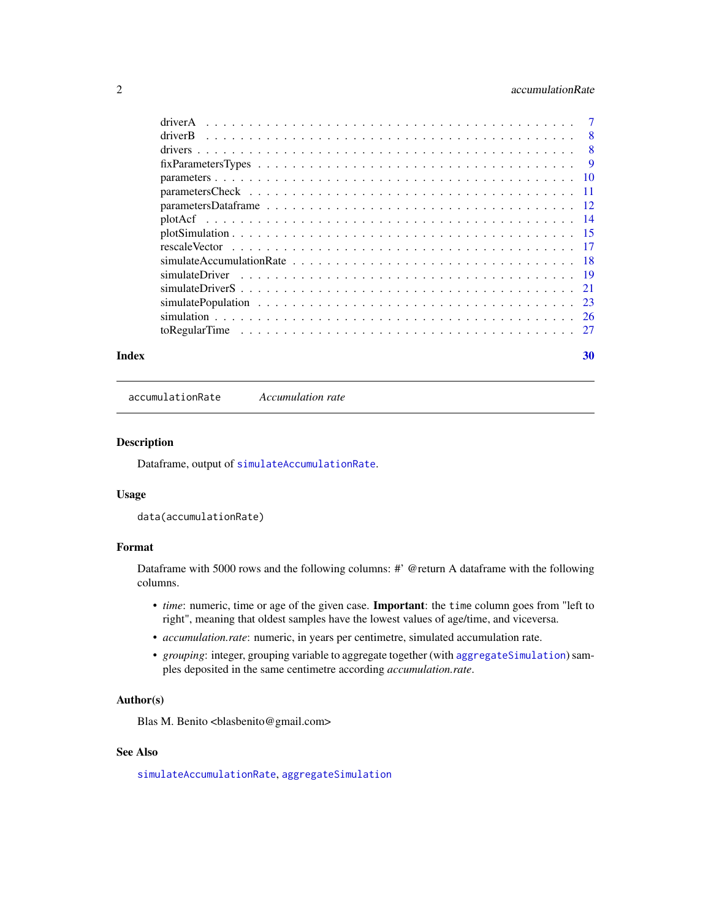driverA . . . . . . . . . . . . . . . . . . . . . . . . . . . . . . . . . . . . . . . . 7
driverB . . . . . . . . . . . . . . . . . . . . . . . . . . . . . . . . . . . . . . . . 8
drivers . . . . . . . . . . . . . . . . . . . . . . . . . . . . . . . . . . . . . . . . 8
fixParametersTypes . . . . . . . . . . . . . . . . . . . . . . . . . . . . . . . . . . 9
parameters . . . . . . . . . . . . . . . . . . . . . . . . . . . . . . . . . . . . . . 10
parametersCheck . . . . . . . . . . . . . . . . . . . . . . . . . . . . . . . . . . . 11
parametersDataframe . . . . . . . . . . . . . . . . . . . . . . . . . . . . . . . . . 12
plotAcf . . . . . . . . . . . . . . . . . . . . . . . . . . . . . . . . . . . . . . . 14
plotSimulation . . . . . . . . . . . . . . . . . . . . . . . . . . . . . . . . . . . . 15
rescaleVector . . . . . . . . . . . . . . . . . . . . . . . . . . . . . . . . . . . . 17
simulateAccumulationRate . . . . . . . . . . . . . . . . . . . . . . . . . . . . . . 18
simulateDriver . . . . . . . . . . . . . . . . . . . . . . . . . . . . . . . . . . . . 19
simulateDriverS . . . . . . . . . . . . . . . . . . . . . . . . . . . . . . . . . . . 21
simulatePopulation . . . . . . . . . . . . . . . . . . . . . . . . . . . . . . . . . . 23
simulation . . . . . . . . . . . . . . . . . . . . . . . . . . . . . . . . . . . . . . 26
toRegularTime . . . . . . . . . . . . . . . . . . . . . . . . . . . . . . . . . . . . 27

**Index** **30**

---

`accumulationRate` *Accumulation rate*

---

### Description

Dataframe, output of `simulateAccumulationRate`.

### Usage

```
data(accumulationRate)
```

### Format

Dataframe with 5000 rows and the following columns: #' @return A dataframe with the following columns.

- *time*: numeric, time or age of the given case. **Important**: the `time` column goes from "left to right", meaning that oldest samples have the lowest values of age/time, and viceversa.
- *accumulation.rate*: numeric, in years per centimetre, simulated accumulation rate.
- *grouping*: integer, grouping variable to aggregate together (with `aggregateSimulation`) samples deposited in the same centimetre according *accumulation.rate*.

### Author(s)

Blas M. Benito <blasbenito@gmail.com>

### See Also

`simulateAccumulationRate`, `aggregateSimulation`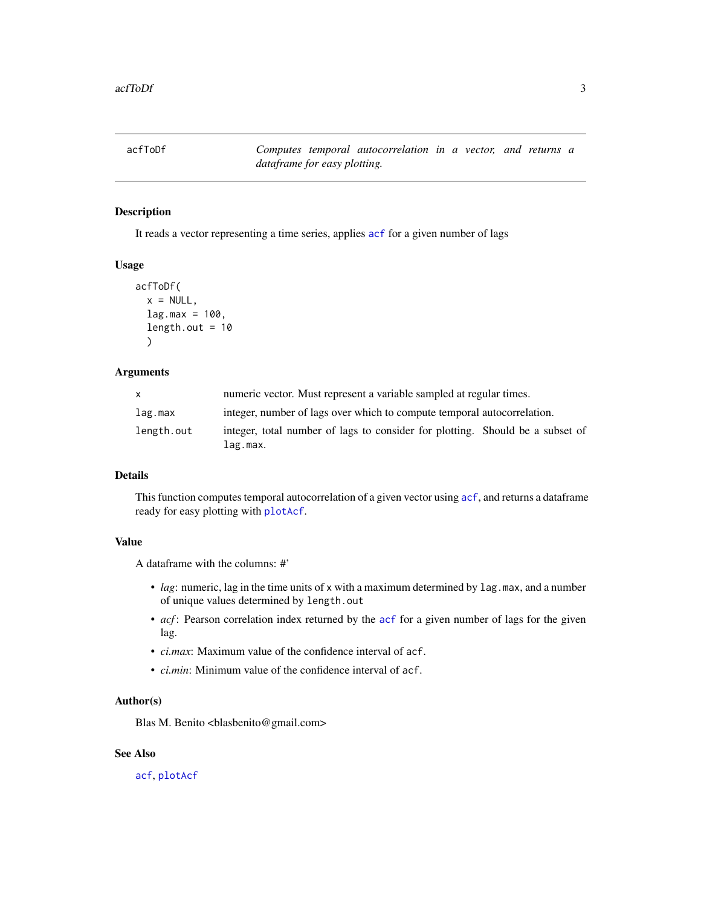acfToDf *Computes temporal autocorrelation in a vector, and returns a dataframe for easy plotting.*

## Description

It reads a vector representing a time series, applies acf for a given number of lags

## Usage

```
acfToDf(
  x = NULL,
  lag.max = 100,
  length.out = 10
  )
```

## Arguments

| | |
|---|---|
| x | numeric vector. Must represent a variable sampled at regular times. |
| lag.max | integer, number of lags over which to compute temporal autocorrelation. |
| length.out | integer, total number of lags to consider for plotting. Should be a subset of lag.max. |

## Details

This function computes temporal autocorrelation of a given vector using acf, and returns a dataframe ready for easy plotting with plotAcf.

## Value

A dataframe with the columns: #'

- *lag*: numeric, lag in the time units of x with a maximum determined by lag.max, and a number of unique values determined by length.out
- *acf*: Pearson correlation index returned by the acf for a given number of lags for the given lag.
- *ci.max*: Maximum value of the confidence interval of acf.
- *ci.min*: Minimum value of the confidence interval of acf.

## Author(s)

Blas M. Benito <blasbenito@gmail.com>

## See Also

acf, plotAcf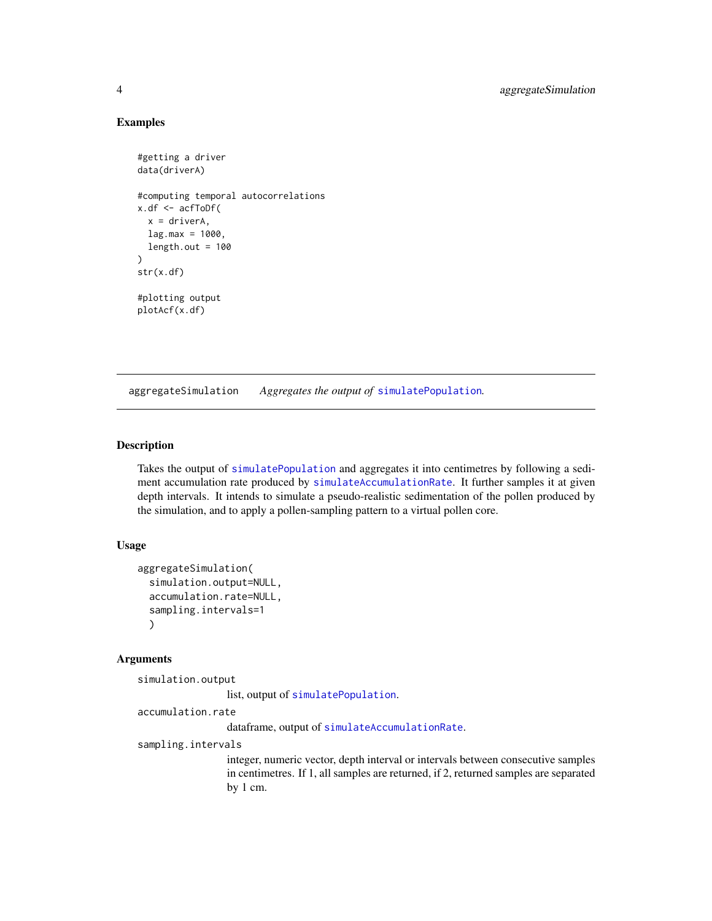## Examples

```
#getting a driver
data(driverA)

#computing temporal autocorrelations
x.df <- acfToDf(
  x = driverA,
  lag.max = 1000,
  length.out = 100
)
str(x.df)

#plotting output
plotAcf(x.df)
```

---

aggregateSimulation    *Aggregates the output of* simulatePopulation.

---

## Description

Takes the output of simulatePopulation and aggregates it into centimetres by following a sediment accumulation rate produced by simulateAccumulationRate. It further samples it at given depth intervals. It intends to simulate a pseudo-realistic sedimentation of the pollen produced by the simulation, and to apply a pollen-sampling pattern to a virtual pollen core.

## Usage

```
aggregateSimulation(
  simulation.output=NULL,
  accumulation.rate=NULL,
  sampling.intervals=1
  )
```

## Arguments

`simulation.output`
: list, output of simulatePopulation.

`accumulation.rate`
: dataframe, output of simulateAccumulationRate.

`sampling.intervals`
: integer, numeric vector, depth interval or intervals between consecutive samples in centimetres. If 1, all samples are returned, if 2, returned samples are separated by 1 cm.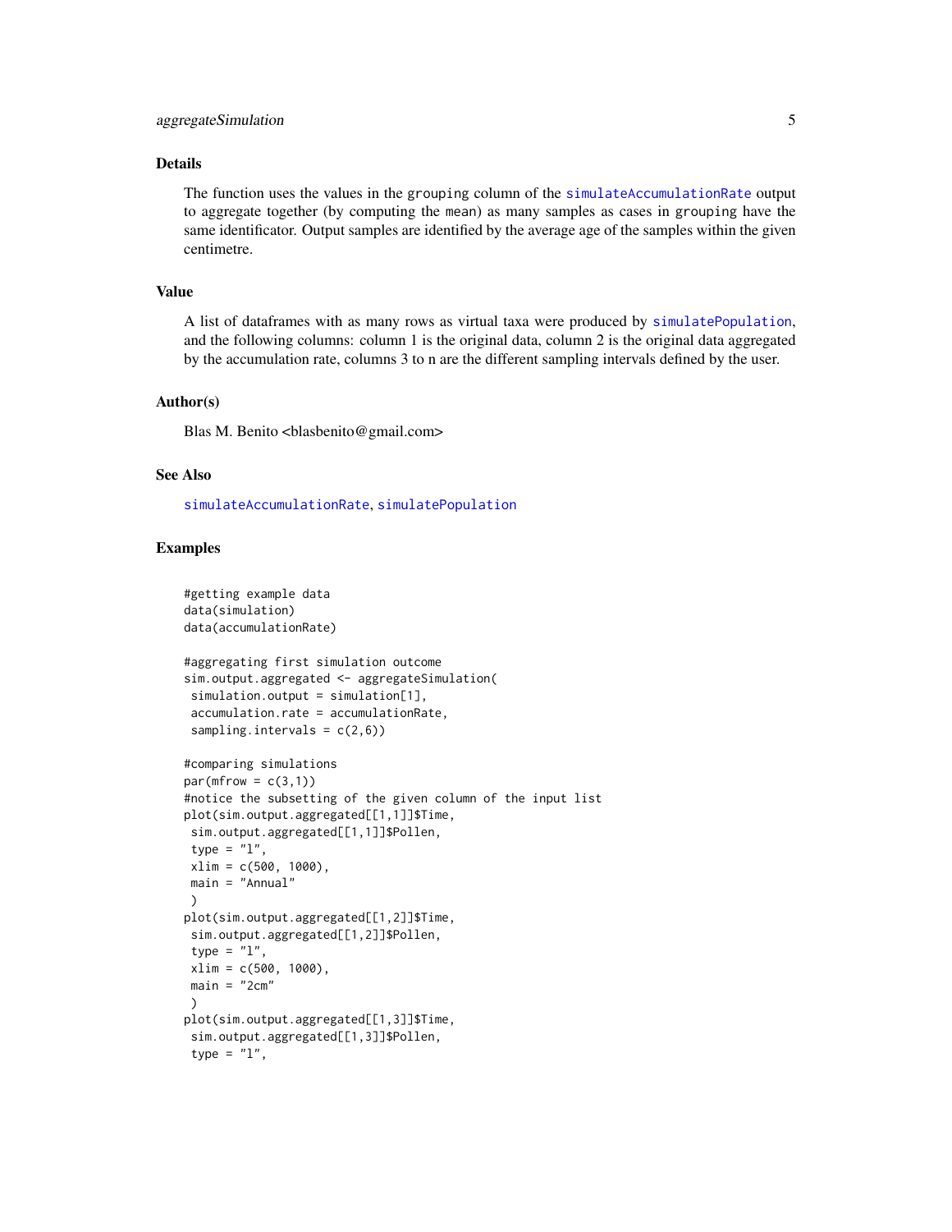## Details

The function uses the values in the `grouping` column of the `simulateAccumulationRate` output to aggregate together (by computing the `mean`) as many samples as cases in `grouping` have the same identificator. Output samples are identified by the average age of the samples within the given centimetre.

## Value

A list of dataframes with as many rows as virtual taxa were produced by `simulatePopulation`, and the following columns: column 1 is the original data, column 2 is the original data aggregated by the accumulation rate, columns 3 to n are the different sampling intervals defined by the user.

## Author(s)

Blas M. Benito <blasbenito@gmail.com>

## See Also

`simulateAccumulationRate`, `simulatePopulation`

## Examples

```
#getting example data
data(simulation)
data(accumulationRate)

#aggregating first simulation outcome
sim.output.aggregated <- aggregateSimulation(
 simulation.output = simulation[1],
 accumulation.rate = accumulationRate,
 sampling.intervals = c(2,6))

#comparing simulations
par(mfrow = c(3,1))
#notice the subsetting of the given column of the input list
plot(sim.output.aggregated[[1,1]]$Time,
 sim.output.aggregated[[1,1]]$Pollen,
 type = "l",
 xlim = c(500, 1000),
 main = "Annual"
 )
plot(sim.output.aggregated[[1,2]]$Time,
 sim.output.aggregated[[1,2]]$Pollen,
 type = "l",
 xlim = c(500, 1000),
 main = "2cm"
 )
plot(sim.output.aggregated[[1,3]]$Time,
 sim.output.aggregated[[1,3]]$Pollen,
 type = "l",
```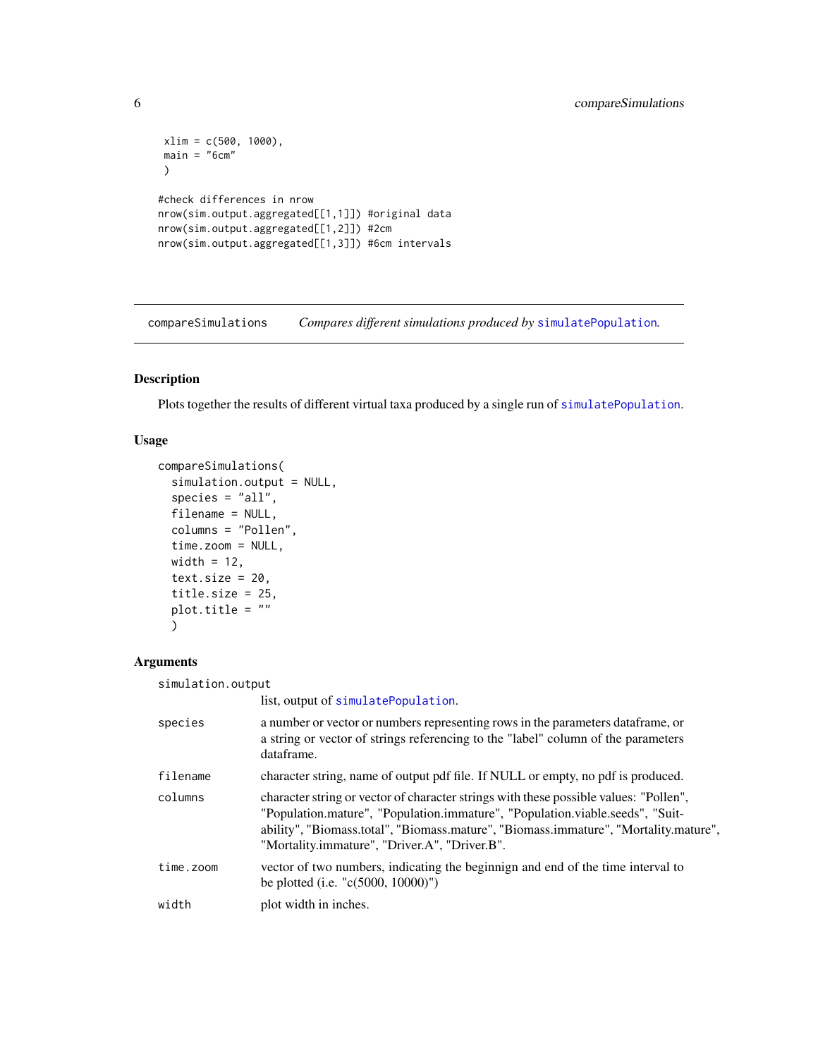```
 xlim = c(500, 1000),
 main = "6cm"
 )

#check differences in nrow
nrow(sim.output.aggregated[[1,1]]) #original data
nrow(sim.output.aggregated[[1,2]]) #2cm
nrow(sim.output.aggregated[[1,3]]) #6cm intervals
```

## compareSimulations — *Compares different simulations produced by* `simulatePopulation`*.*

### Description

Plots together the results of different virtual taxa produced by a single run of `simulatePopulation`.

### Usage

```
compareSimulations(
  simulation.output = NULL,
  species = "all",
  filename = NULL,
  columns = "Pollen",
  time.zoom = NULL,
  width = 12,
  text.size = 20,
  title.size = 25,
  plot.title = ""
  )
```

### Arguments

| | |
|---|---|
| `simulation.output` | list, output of `simulatePopulation`. |
| `species` | a number or vector or numbers representing rows in the parameters dataframe, or a string or vector of strings referencing to the "label" column of the parameters dataframe. |
| `filename` | character string, name of output pdf file. If NULL or empty, no pdf is produced. |
| `columns` | character string or vector of character strings with these possible values: "Pollen", "Population.mature", "Population.immature", "Population.viable.seeds", "Suitability", "Biomass.total", "Biomass.mature", "Biomass.immature", "Mortality.mature", "Mortality.immature", "Driver.A", "Driver.B". |
| `time.zoom` | vector of two numbers, indicating the beginnign and end of the time interval to be plotted (i.e. "c(5000, 10000)") |
| `width` | plot width in inches. |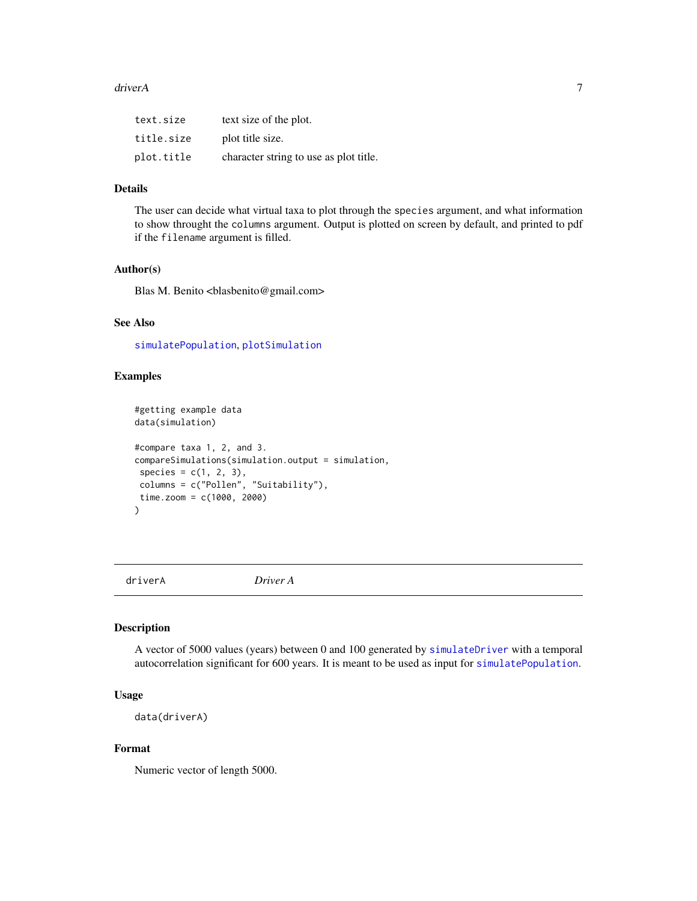| | |
|---|---|
| `text.size` | text size of the plot. |
| `title.size` | plot title size. |
| `plot.title` | character string to use as plot title. |

### Details

The user can decide what virtual taxa to plot through the `species` argument, and what information to show throught the `columns` argument. Output is plotted on screen by default, and printed to pdf if the `filename` argument is filled.

### Author(s)

Blas M. Benito <blasbenito@gmail.com>

### See Also

`simulatePopulation`, `plotSimulation`

### Examples

```
#getting example data
data(simulation)

#compare taxa 1, 2, and 3.
compareSimulations(simulation.output = simulation,
 species = c(1, 2, 3),
 columns = c("Pollen", "Suitability"),
 time.zoom = c(1000, 2000)
)
```

---

## driverA    *Driver A*

---

### Description

A vector of 5000 values (years) between 0 and 100 generated by `simulateDriver` with a temporal autocorrelation significant for 600 years. It is meant to be used as input for `simulatePopulation`.

### Usage

```
data(driverA)
```

### Format

Numeric vector of length 5000.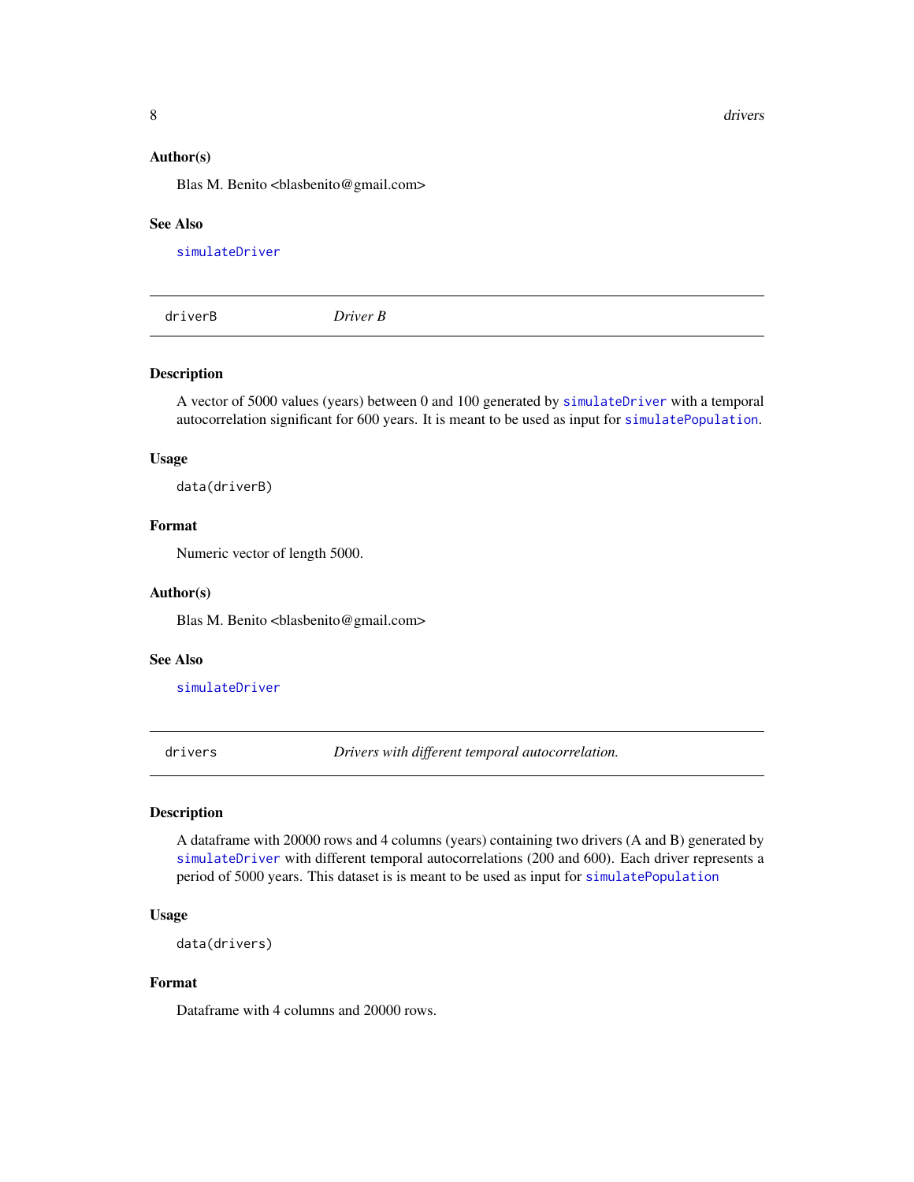### Author(s)

Blas M. Benito <blasbenito@gmail.com>

### See Also

`simulateDriver`

---

## driverB — *Driver B*

---

### Description

A vector of 5000 values (years) between 0 and 100 generated by `simulateDriver` with a temporal autocorrelation significant for 600 years. It is meant to be used as input for `simulatePopulation`.

### Usage

```
data(driverB)
```

### Format

Numeric vector of length 5000.

### Author(s)

Blas M. Benito <blasbenito@gmail.com>

### See Also

`simulateDriver`

---

## drivers — *Drivers with different temporal autocorrelation.*

---

### Description

A dataframe with 20000 rows and 4 columns (years) containing two drivers (A and B) generated by `simulateDriver` with different temporal autocorrelations (200 and 600). Each driver represents a period of 5000 years. This dataset is is meant to be used as input for `simulatePopulation`

### Usage

```
data(drivers)
```

### Format

Dataframe with 4 columns and 20000 rows.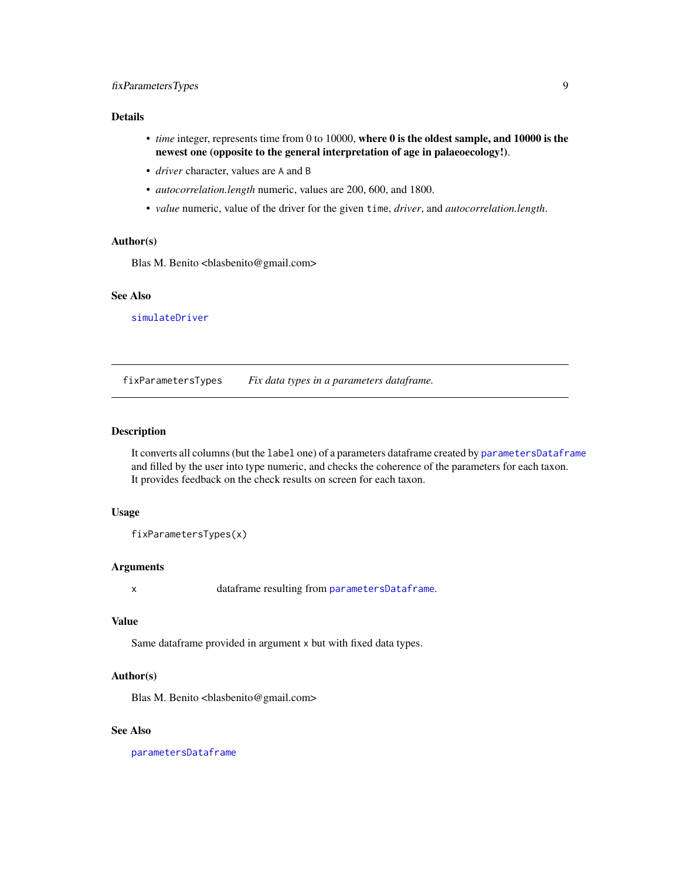### Details

- *time* integer, represents time from 0 to 10000, **where 0 is the oldest sample, and 10000 is the newest one (opposite to the general interpretation of age in palaeoecology!)**.
- *driver* character, values are `A` and `B`
- *autocorrelation.length* numeric, values are 200, 600, and 1800.
- *value* numeric, value of the driver for the given `time`, *driver*, and *autocorrelation.length*.

### Author(s)

Blas M. Benito <blasbenito@gmail.com>

### See Also

`simulateDriver`

---

## fixParametersTypes — *Fix data types in a parameters dataframe.*

---

### Description

It converts all columns (but the `label` one) of a parameters dataframe created by `parametersDataframe` and filled by the user into type numeric, and checks the coherence of the parameters for each taxon. It provides feedback on the check results on screen for each taxon.

### Usage

```
fixParametersTypes(x)
```

### Arguments

| | |
|---|---|
| `x` | dataframe resulting from `parametersDataframe`. |

### Value

Same dataframe provided in argument `x` but with fixed data types.

### Author(s)

Blas M. Benito <blasbenito@gmail.com>

### See Also

`parametersDataframe`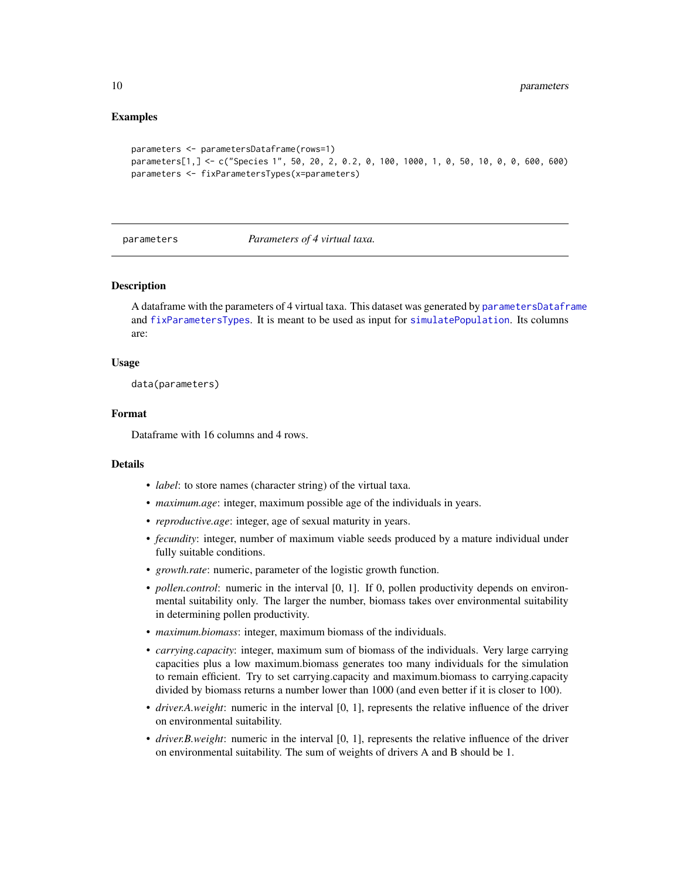## Examples

```
parameters <- parametersDataframe(rows=1)
parameters[1,] <- c("Species 1", 50, 20, 2, 0.2, 0, 100, 1000, 1, 0, 50, 10, 0, 0, 600, 600)
parameters <- fixParametersTypes(x=parameters)
```

---

`parameters` *Parameters of 4 virtual taxa.*

---

## Description

A dataframe with the parameters of 4 virtual taxa. This dataset was generated by `parametersDataframe` and `fixParametersTypes`. It is meant to be used as input for `simulatePopulation`. Its columns are:

## Usage

```
data(parameters)
```

## Format

Dataframe with 16 columns and 4 rows.

## Details

- *label*: to store names (character string) of the virtual taxa.
- *maximum.age*: integer, maximum possible age of the individuals in years.
- *reproductive.age*: integer, age of sexual maturity in years.
- *fecundity*: integer, number of maximum viable seeds produced by a mature individual under fully suitable conditions.
- *growth.rate*: numeric, parameter of the logistic growth function.
- *pollen.control*: numeric in the interval [0, 1]. If 0, pollen productivity depends on environmental suitability only. The larger the number, biomass takes over environmental suitability in determining pollen productivity.
- *maximum.biomass*: integer, maximum biomass of the individuals.
- *carrying.capacity*: integer, maximum sum of biomass of the individuals. Very large carrying capacities plus a low maximum.biomass generates too many individuals for the simulation to remain efficient. Try to set carrying.capacity and maximum.biomass to carrying.capacity divided by biomass returns a number lower than 1000 (and even better if it is closer to 100).
- *driver.A.weight*: numeric in the interval [0, 1], represents the relative influence of the driver on environmental suitability.
- *driver.B.weight*: numeric in the interval [0, 1], represents the relative influence of the driver on environmental suitability. The sum of weights of drivers A and B should be 1.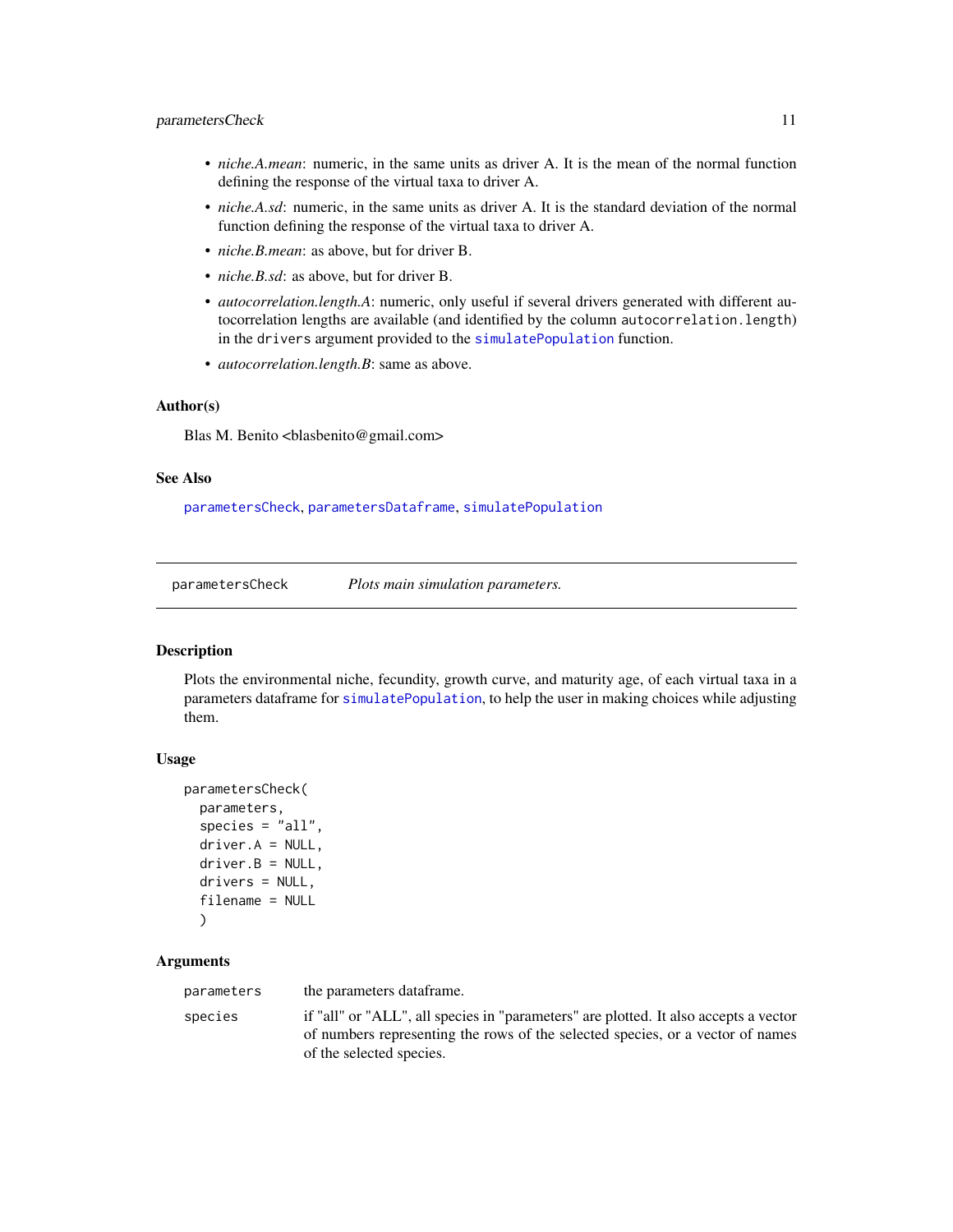- *niche.A.mean*: numeric, in the same units as driver A. It is the mean of the normal function defining the response of the virtual taxa to driver A.
- *niche.A.sd*: numeric, in the same units as driver A. It is the standard deviation of the normal function defining the response of the virtual taxa to driver A.
- *niche.B.mean*: as above, but for driver B.
- *niche.B.sd*: as above, but for driver B.
- *autocorrelation.length.A*: numeric, only useful if several drivers generated with different autocorrelation lengths are available (and identified by the column `autocorrelation.length`) in the `drivers` argument provided to the `simulatePopulation` function.
- *autocorrelation.length.B*: same as above.

### Author(s)

Blas M. Benito <blasbenito@gmail.com>

### See Also

`parametersCheck`, `parametersDataframe`, `simulatePopulation`

---

## parametersCheck — *Plots main simulation parameters.*

### Description

Plots the environmental niche, fecundity, growth curve, and maturity age, of each virtual taxa in a parameters dataframe for `simulatePopulation`, to help the user in making choices while adjusting them.

### Usage

```
parametersCheck(
  parameters,
  species = "all",
  driver.A = NULL,
  driver.B = NULL,
  drivers = NULL,
  filename = NULL
  )
```

### Arguments

| | |
|---|---|
| `parameters` | the parameters dataframe. |
| `species` | if "all" or "ALL", all species in "parameters" are plotted. It also accepts a vector of numbers representing the rows of the selected species, or a vector of names of the selected species. |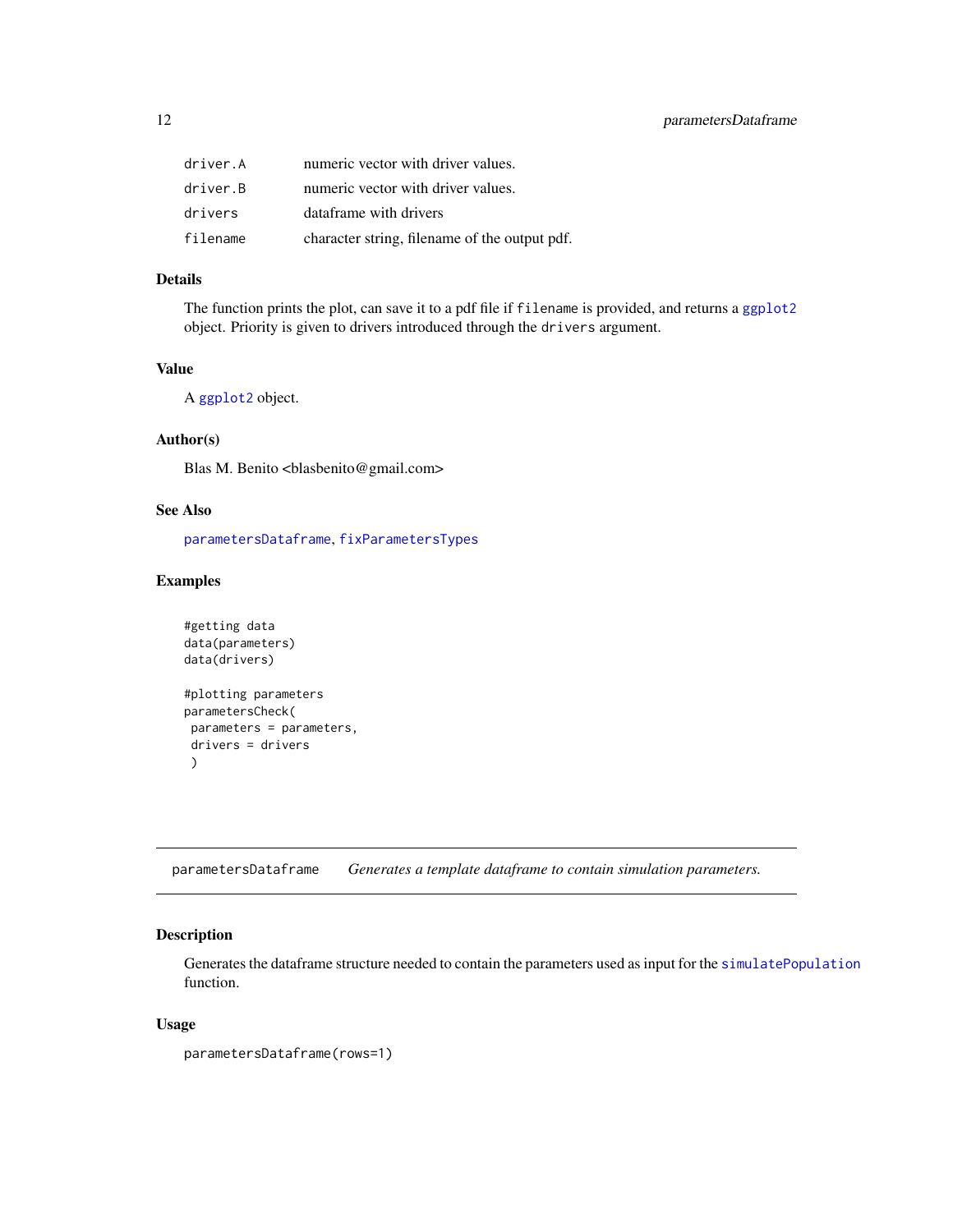| | |
|---|---|
| driver.A | numeric vector with driver values. |
| driver.B | numeric vector with driver values. |
| drivers | dataframe with drivers |
| filename | character string, filename of the output pdf. |

### Details

The function prints the plot, can save it to a pdf file if `filename` is provided, and returns a `ggplot2` object. Priority is given to drivers introduced through the `drivers` argument.

### Value

A `ggplot2` object.

### Author(s)

Blas M. Benito <blasbenito@gmail.com>

### See Also

`parametersDataframe`, `fixParametersTypes`

### Examples

```
#getting data
data(parameters)
data(drivers)

#plotting parameters
parametersCheck(
 parameters = parameters,
 drivers = drivers
 )
```

---

## parametersDataframe — *Generates a template dataframe to contain simulation parameters.*

---

### Description

Generates the dataframe structure needed to contain the parameters used as input for the `simulatePopulation` function.

### Usage

```
parametersDataframe(rows=1)
```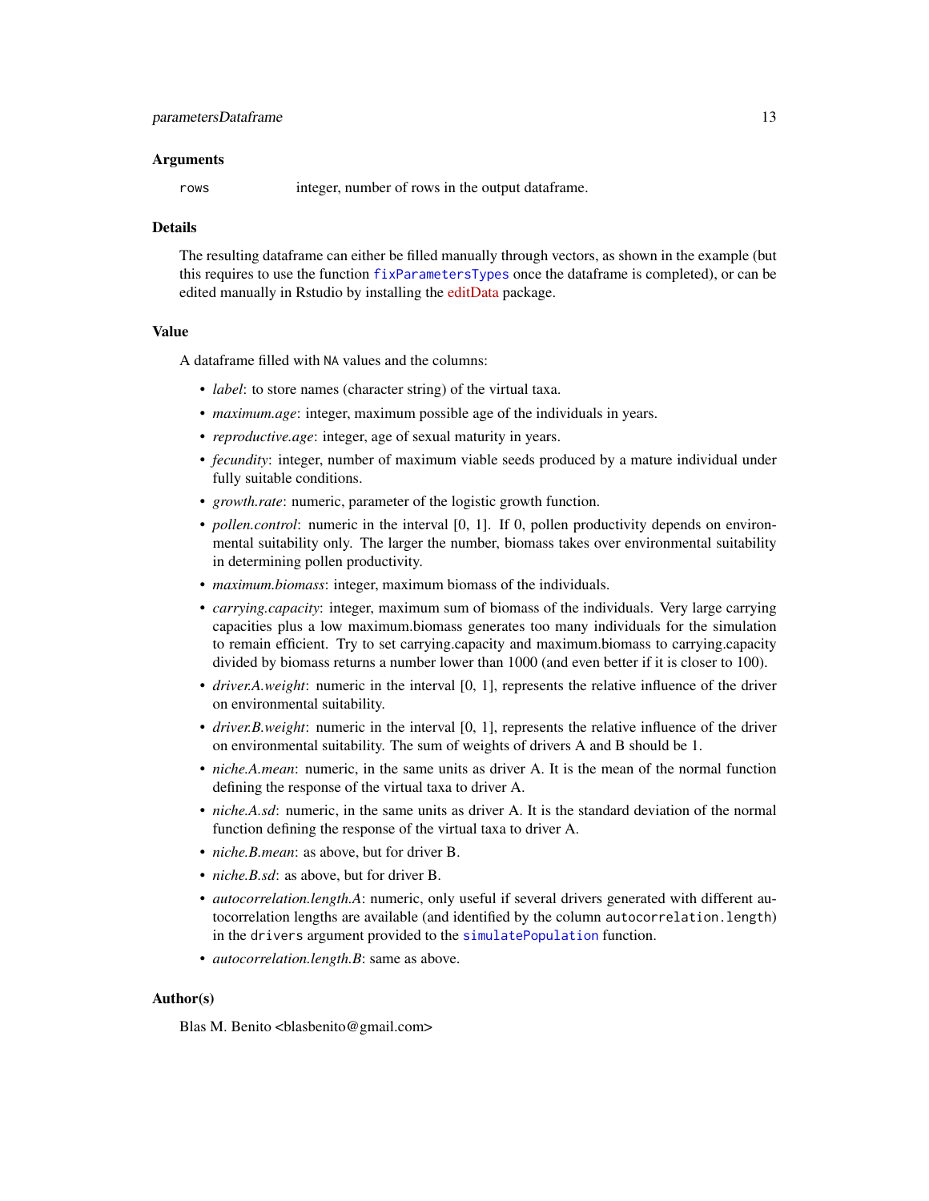## Arguments

`rows` integer, number of rows in the output dataframe.

## Details

The resulting dataframe can either be filled manually through vectors, as shown in the example (but this requires to use the function `fixParametersTypes` once the dataframe is completed), or can be edited manually in Rstudio by installing the editData package.

## Value

A dataframe filled with `NA` values and the columns:

- *label*: to store names (character string) of the virtual taxa.
- *maximum.age*: integer, maximum possible age of the individuals in years.
- *reproductive.age*: integer, age of sexual maturity in years.
- *fecundity*: integer, number of maximum viable seeds produced by a mature individual under fully suitable conditions.
- *growth.rate*: numeric, parameter of the logistic growth function.
- *pollen.control*: numeric in the interval [0, 1]. If 0, pollen productivity depends on environmental suitability only. The larger the number, biomass takes over environmental suitability in determining pollen productivity.
- *maximum.biomass*: integer, maximum biomass of the individuals.
- *carrying.capacity*: integer, maximum sum of biomass of the individuals. Very large carrying capacities plus a low maximum.biomass generates too many individuals for the simulation to remain efficient. Try to set carrying.capacity and maximum.biomass to carrying.capacity divided by biomass returns a number lower than 1000 (and even better if it is closer to 100).
- *driver.A.weight*: numeric in the interval [0, 1], represents the relative influence of the driver on environmental suitability.
- *driver.B.weight*: numeric in the interval [0, 1], represents the relative influence of the driver on environmental suitability. The sum of weights of drivers A and B should be 1.
- *niche.A.mean*: numeric, in the same units as driver A. It is the mean of the normal function defining the response of the virtual taxa to driver A.
- *niche.A.sd*: numeric, in the same units as driver A. It is the standard deviation of the normal function defining the response of the virtual taxa to driver A.
- *niche.B.mean*: as above, but for driver B.
- *niche.B.sd*: as above, but for driver B.
- *autocorrelation.length.A*: numeric, only useful if several drivers generated with different autocorrelation lengths are available (and identified by the column `autocorrelation.length`) in the `drivers` argument provided to the `simulatePopulation` function.
- *autocorrelation.length.B*: same as above.

## Author(s)

Blas M. Benito <blasbenito@gmail.com>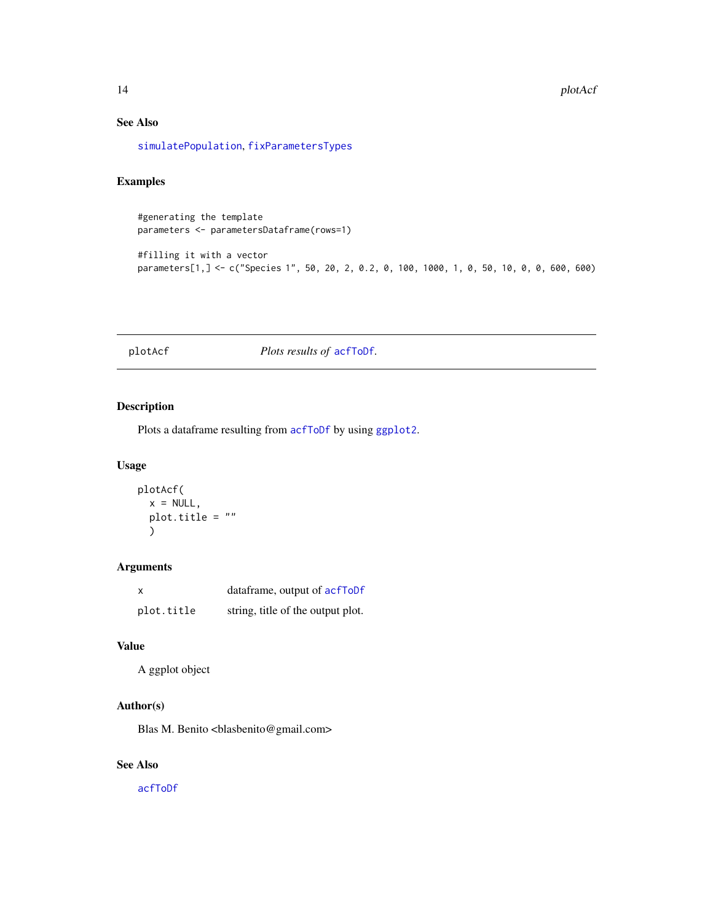## See Also

simulatePopulation, fixParametersTypes

## Examples

```
#generating the template
parameters <- parametersDataframe(rows=1)

#filling it with a vector
parameters[1,] <- c("Species 1", 50, 20, 2, 0.2, 0, 100, 1000, 1, 0, 50, 10, 0, 0, 600, 600)
```

---

# plotAcf — *Plots results of* acfToDf.

## Description

Plots a dataframe resulting from acfToDf by using ggplot2.

## Usage

```
plotAcf(
  x = NULL,
  plot.title = ""
  )
```

## Arguments

| | |
|---|---|
| x | dataframe, output of acfToDf |
| plot.title | string, title of the output plot. |

## Value

A ggplot object

## Author(s)

Blas M. Benito <blasbenito@gmail.com>

## See Also

acfToDf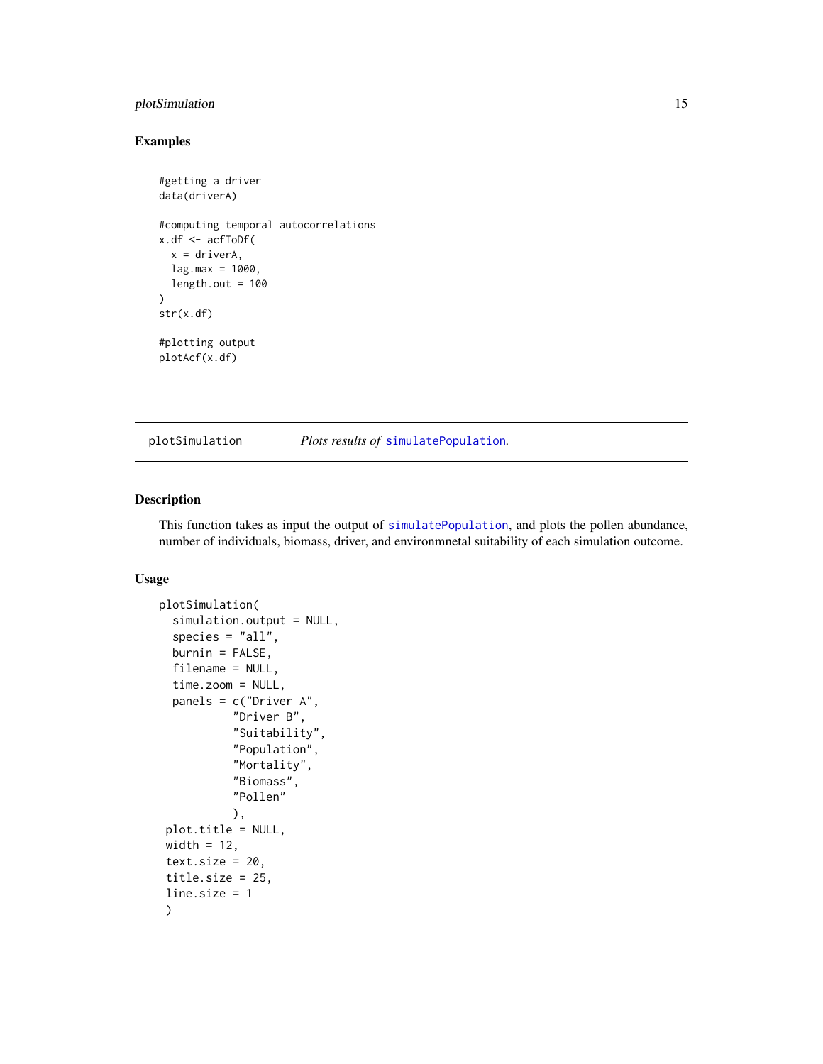## Examples

```
#getting a driver
data(driverA)

#computing temporal autocorrelations
x.df <- acfToDf(
  x = driverA,
  lag.max = 1000,
  length.out = 100
)
str(x.df)

#plotting output
plotAcf(x.df)
```

---

plotSimulation *Plots results of* `simulatePopulation`*.*

---

## Description

This function takes as input the output of `simulatePopulation`, and plots the pollen abundance, number of individuals, biomass, driver, and environmnetal suitability of each simulation outcome.

## Usage

```
plotSimulation(
  simulation.output = NULL,
  species = "all",
  burnin = FALSE,
  filename = NULL,
  time.zoom = NULL,
  panels = c("Driver A",
           "Driver B",
           "Suitability",
           "Population",
           "Mortality",
           "Biomass",
           "Pollen"
           ),
 plot.title = NULL,
 width = 12,
 text.size = 20,
 title.size = 25,
 line.size = 1
 )
```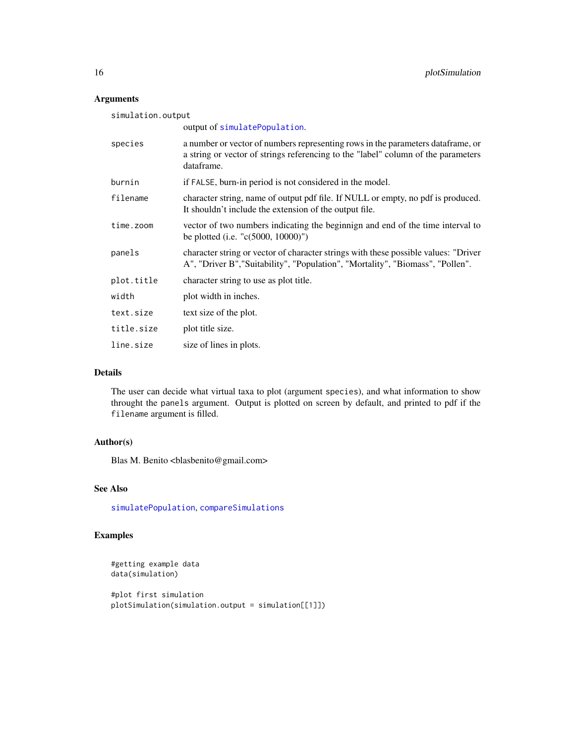## Arguments

| Argument | Description |
|---|---|
| simulation.output | output of simulatePopulation. |
| species | a number or vector of numbers representing rows in the parameters dataframe, or a string or vector of strings referencing to the "label" column of the parameters dataframe. |
| burnin | if FALSE, burn-in period is not considered in the model. |
| filename | character string, name of output pdf file. If NULL or empty, no pdf is produced. It shouldn't include the extension of the output file. |
| time.zoom | vector of two numbers indicating the beginnign and end of the time interval to be plotted (i.e. "c(5000, 10000)") |
| panels | character string or vector of character strings with these possible values: "Driver A", "Driver B","Suitability", "Population", "Mortality", "Biomass", "Pollen". |
| plot.title | character string to use as plot title. |
| width | plot width in inches. |
| text.size | text size of the plot. |
| title.size | plot title size. |
| line.size | size of lines in plots. |

## Details

The user can decide what virtual taxa to plot (argument species), and what information to show throught the panels argument. Output is plotted on screen by default, and printed to pdf if the filename argument is filled.

## Author(s)

Blas M. Benito <blasbenito@gmail.com>

## See Also

simulatePopulation, compareSimulations

## Examples

```
#getting example data
data(simulation)

#plot first simulation
plotSimulation(simulation.output = simulation[[1]])
```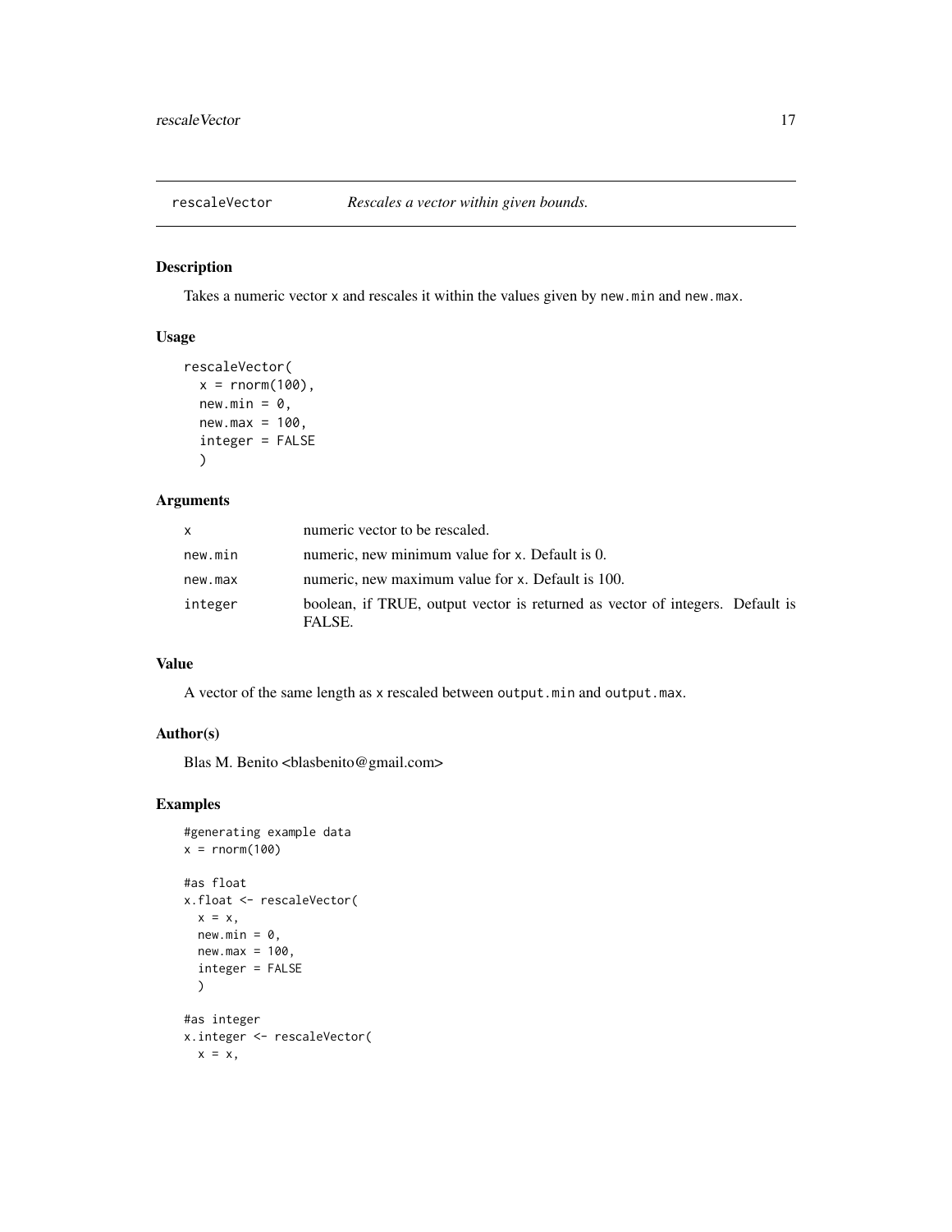## rescaleVector *Rescales a vector within given bounds.*

### Description

Takes a numeric vector `x` and rescales it within the values given by `new.min` and `new.max`.

### Usage

```
rescaleVector(
  x = rnorm(100),
  new.min = 0,
  new.max = 100,
  integer = FALSE
  )
```

### Arguments

| | |
|---|---|
| `x` | numeric vector to be rescaled. |
| `new.min` | numeric, new minimum value for `x`. Default is 0. |
| `new.max` | numeric, new maximum value for `x`. Default is 100. |
| `integer` | boolean, if TRUE, output vector is returned as vector of integers. Default is FALSE. |

### Value

A vector of the same length as `x` rescaled between `output.min` and `output.max`.

### Author(s)

Blas M. Benito <blasbenito@gmail.com>

### Examples

```
#generating example data
x = rnorm(100)

#as float
x.float <- rescaleVector(
  x = x,
  new.min = 0,
  new.max = 100,
  integer = FALSE
  )

#as integer
x.integer <- rescaleVector(
  x = x,
```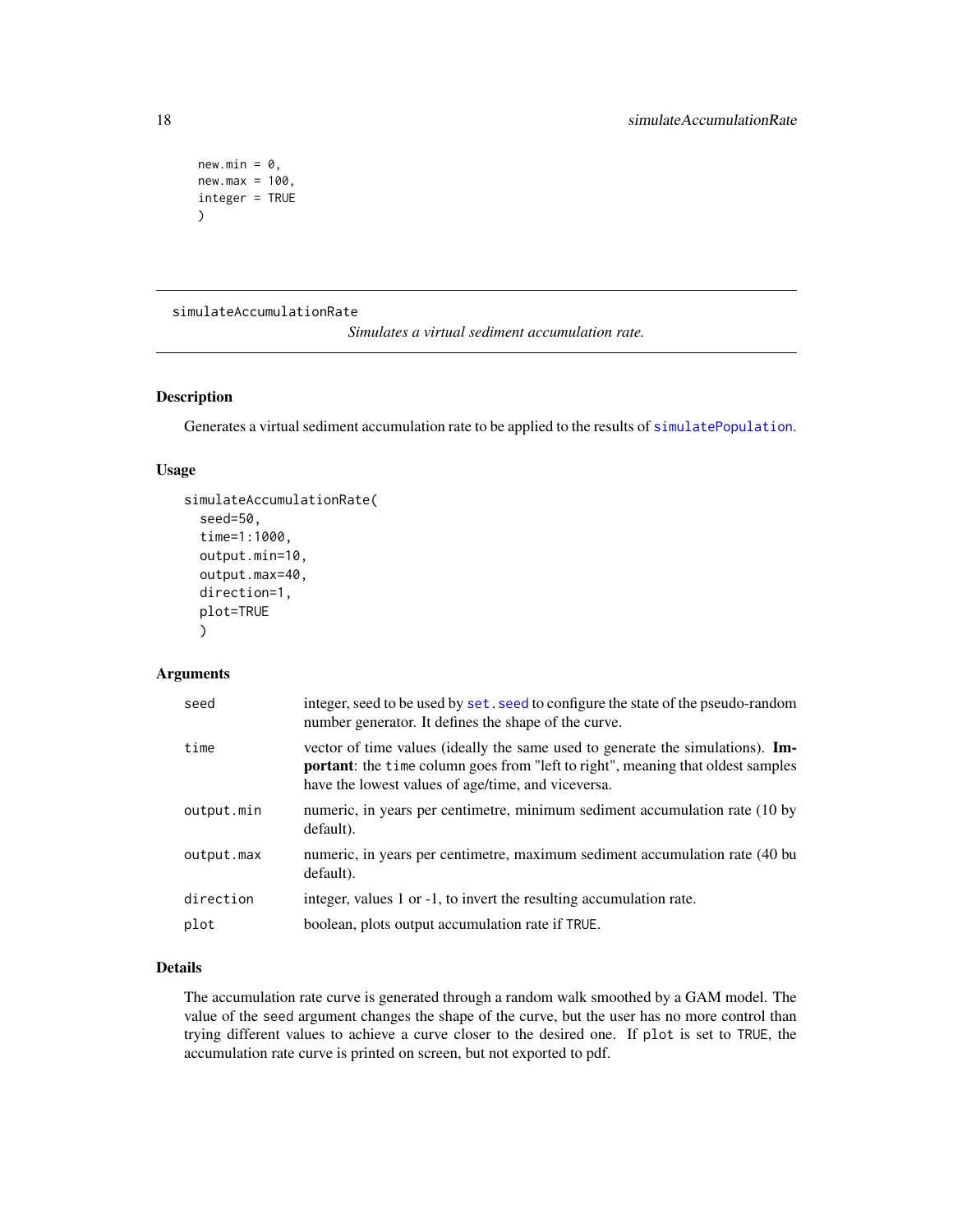```
new.min = 0,
new.max = 100,
integer = TRUE
)
```

---

simulateAccumulationRate

*Simulates a virtual sediment accumulation rate.*

---

## Description

Generates a virtual sediment accumulation rate to be applied to the results of simulatePopulation.

## Usage

```
simulateAccumulationRate(
  seed=50,
  time=1:1000,
  output.min=10,
  output.max=40,
  direction=1,
  plot=TRUE
  )
```

## Arguments

| | |
|---|---|
| seed | integer, seed to be used by set.seed to configure the state of the pseudo-random number generator. It defines the shape of the curve. |
| time | vector of time values (ideally the same used to generate the simulations). **Important**: the time column goes from "left to right", meaning that oldest samples have the lowest values of age/time, and viceversa. |
| output.min | numeric, in years per centimetre, minimum sediment accumulation rate (10 by default). |
| output.max | numeric, in years per centimetre, maximum sediment accumulation rate (40 bu default). |
| direction | integer, values 1 or -1, to invert the resulting accumulation rate. |
| plot | boolean, plots output accumulation rate if TRUE. |

## Details

The accumulation rate curve is generated through a random walk smoothed by a GAM model. The value of the seed argument changes the shape of the curve, but the user has no more control than trying different values to achieve a curve closer to the desired one. If plot is set to TRUE, the accumulation rate curve is printed on screen, but not exported to pdf.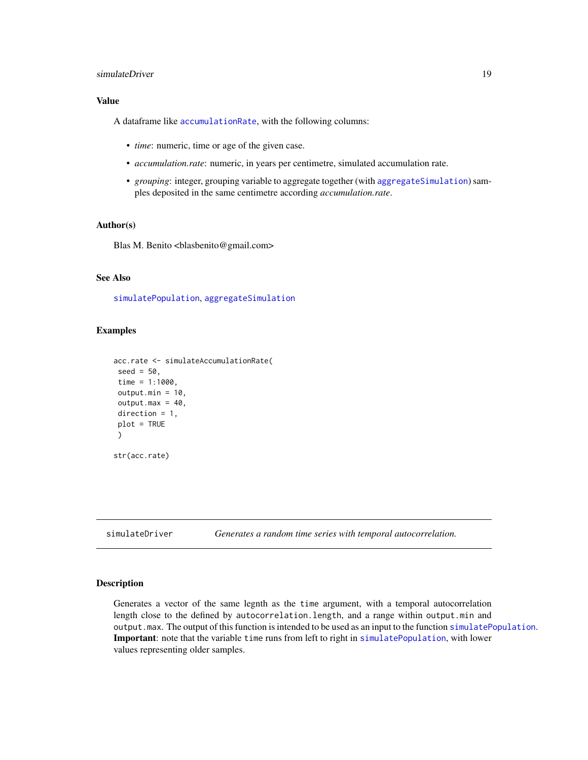### Value

A dataframe like `accumulationRate`, with the following columns:

- *time*: numeric, time or age of the given case.
- *accumulation.rate*: numeric, in years per centimetre, simulated accumulation rate.
- *grouping*: integer, grouping variable to aggregate together (with `aggregateSimulation`) samples deposited in the same centimetre according *accumulation.rate*.

### Author(s)

Blas M. Benito <blasbenito@gmail.com>

### See Also

`simulatePopulation`, `aggregateSimulation`

### Examples

```
acc.rate <- simulateAccumulationRate(
 seed = 50,
 time = 1:1000,
 output.min = 10,
 output.max = 40,
 direction = 1,
 plot = TRUE
 )

str(acc.rate)
```

---

## simulateDriver — *Generates a random time series with temporal autocorrelation.*

### Description

Generates a vector of the same legnth as the `time` argument, with a temporal autocorrelation length close to the defined by `autocorrelation.length`, and a range within `output.min` and `output.max`. The output of this function is intended to be used as an input to the function `simulatePopulation`. **Important**: note that the variable `time` runs from left to right in `simulatePopulation`, with lower values representing older samples.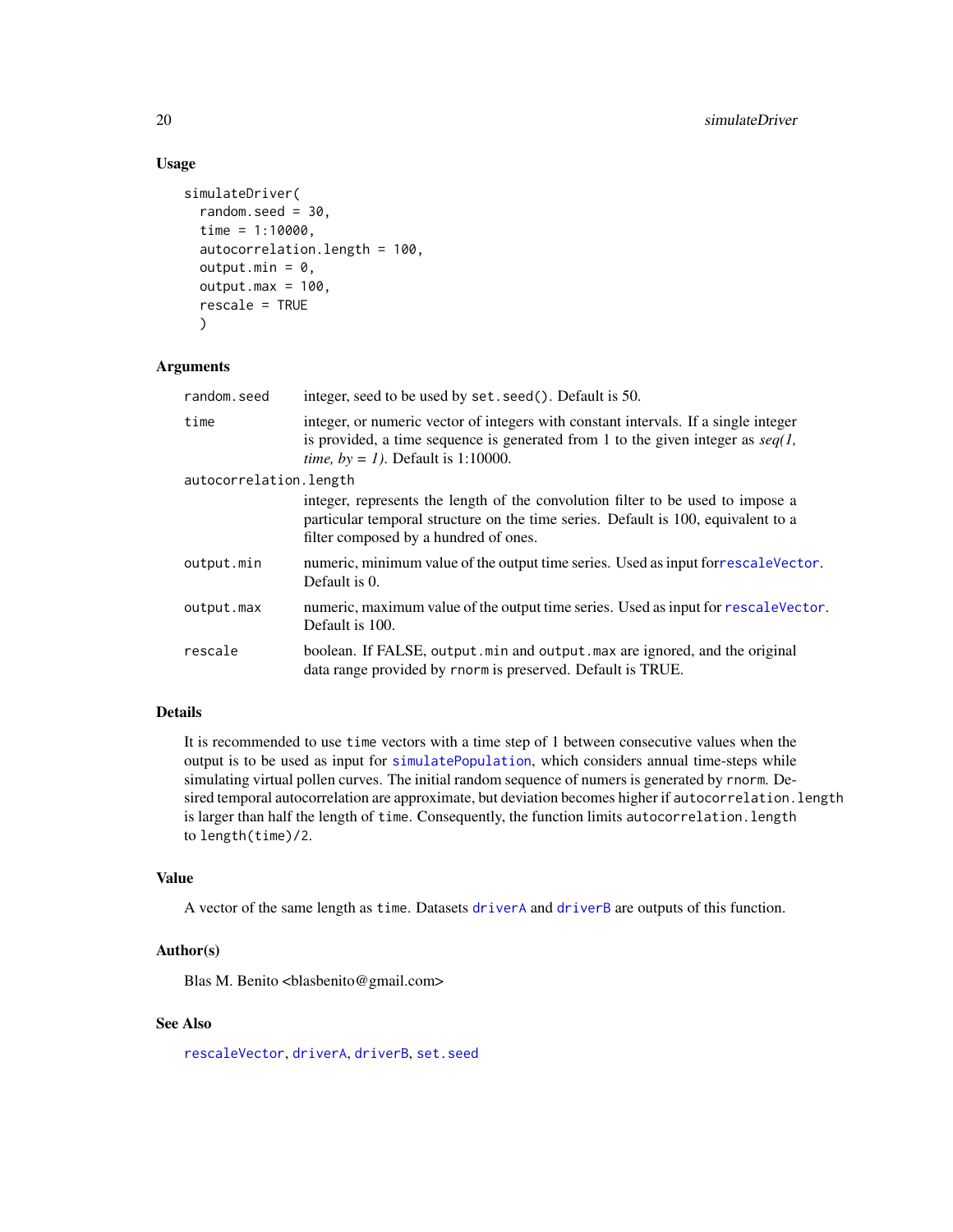## Usage

```
simulateDriver(
  random.seed = 30,
  time = 1:10000,
  autocorrelation.length = 100,
  output.min = 0,
  output.max = 100,
  rescale = TRUE
  )
```

## Arguments

| | |
|---|---|
| `random.seed` | integer, seed to be used by `set.seed()`. Default is 50. |
| `time` | integer, or numeric vector of integers with constant intervals. If a single integer is provided, a time sequence is generated from 1 to the given integer as *seq(1, time, by = 1)*. Default is 1:10000. |
| `autocorrelation.length` | integer, represents the length of the convolution filter to be used to impose a particular temporal structure on the time series. Default is 100, equivalent to a filter composed by a hundred of ones. |
| `output.min` | numeric, minimum value of the output time series. Used as input for`rescaleVector`. Default is 0. |
| `output.max` | numeric, maximum value of the output time series. Used as input for `rescaleVector`. Default is 100. |
| `rescale` | boolean. If FALSE, `output.min` and `output.max` are ignored, and the original data range provided by `rnorm` is preserved. Default is TRUE. |

## Details

It is recommended to use `time` vectors with a time step of 1 between consecutive values when the output is to be used as input for `simulatePopulation`, which considers annual time-steps while simulating virtual pollen curves. The initial random sequence of numers is generated by `rnorm`. Desired temporal autocorrelation are approximate, but deviation becomes higher if `autocorrelation.length` is larger than half the length of `time`. Consequently, the function limits `autocorrelation.length` to `length(time)/2`.

## Value

A vector of the same length as `time`. Datasets `driverA` and `driverB` are outputs of this function.

## Author(s)

Blas M. Benito <blasbenito@gmail.com>

## See Also

`rescaleVector`, `driverA`, `driverB`, `set.seed`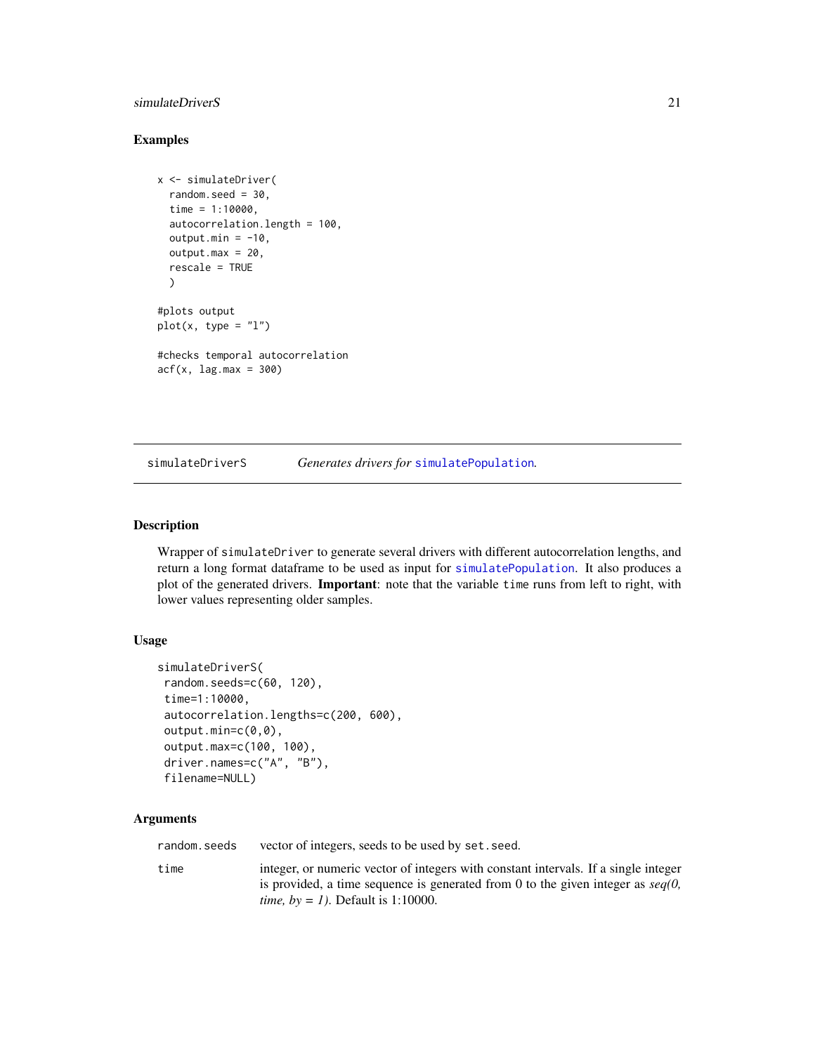## Examples

```
x <- simulateDriver(
  random.seed = 30,
  time = 1:10000,
  autocorrelation.length = 100,
  output.min = -10,
  output.max = 20,
  rescale = TRUE
  )

#plots output
plot(x, type = "l")

#checks temporal autocorrelation
acf(x, lag.max = 300)
```

---

simulateDriverS *Generates drivers for* simulatePopulation*.*

---

## Description

Wrapper of simulateDriver to generate several drivers with different autocorrelation lengths, and return a long format dataframe to be used as input for simulatePopulation. It also produces a plot of the generated drivers. **Important**: note that the variable time runs from left to right, with lower values representing older samples.

## Usage

```
simulateDriverS(
 random.seeds=c(60, 120),
 time=1:10000,
 autocorrelation.lengths=c(200, 600),
 output.min=c(0,0),
 output.max=c(100, 100),
 driver.names=c("A", "B"),
 filename=NULL)
```

## Arguments

| | |
|---|---|
| random.seeds | vector of integers, seeds to be used by set.seed. |
| time | integer, or numeric vector of integers with constant intervals. If a single integer is provided, a time sequence is generated from 0 to the given integer as *seq(0, time, by = 1)*. Default is 1:10000. |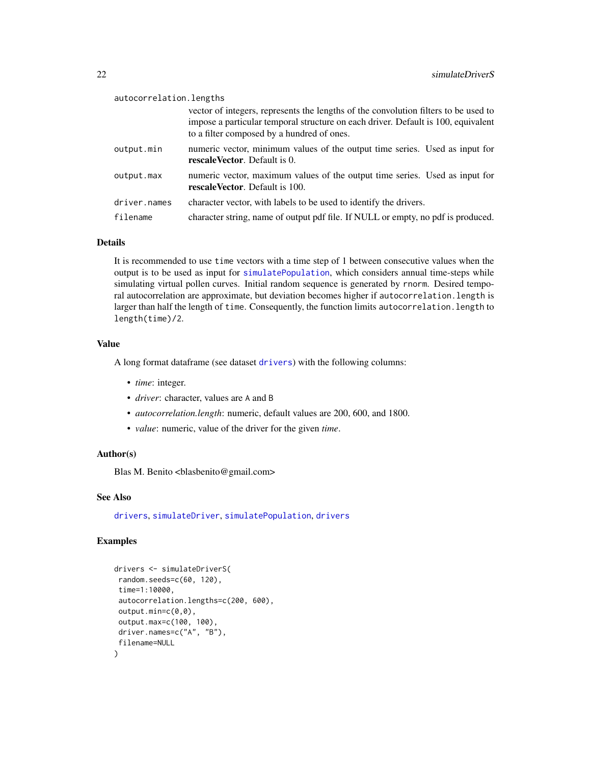`autocorrelation.lengths`
: vector of integers, represents the lengths of the convolution filters to be used to impose a particular temporal structure on each driver. Default is 100, equivalent to a filter composed by a hundred of ones.

`output.min`
: numeric vector, minimum values of the output time series. Used as input for **rescaleVector**. Default is 0.

`output.max`
: numeric vector, maximum values of the output time series. Used as input for **rescaleVector**. Default is 100.

`driver.names`
: character vector, with labels to be used to identify the drivers.

`filename`
: character string, name of output pdf file. If NULL or empty, no pdf is produced.

## Details

It is recommended to use `time` vectors with a time step of 1 between consecutive values when the output is to be used as input for `simulatePopulation`, which considers annual time-steps while simulating virtual pollen curves. Initial random sequence is generated by `rnorm`. Desired temporal autocorrelation are approximate, but deviation becomes higher if `autocorrelation.length` is larger than half the length of `time`. Consequently, the function limits `autocorrelation.length` to `length(time)/2`.

## Value

A long format dataframe (see dataset `drivers`) with the following columns:

- *time*: integer.
- *driver*: character, values are A and B
- *autocorrelation.length*: numeric, default values are 200, 600, and 1800.
- *value*: numeric, value of the driver for the given *time*.

## Author(s)

Blas M. Benito <blasbenito@gmail.com>

## See Also

`drivers`, `simulateDriver`, `simulatePopulation`, `drivers`

## Examples

```
drivers <- simulateDriverS(
 random.seeds=c(60, 120),
 time=1:10000,
 autocorrelation.lengths=c(200, 600),
 output.min=c(0,0),
 output.max=c(100, 100),
 driver.names=c("A", "B"),
 filename=NULL
)
```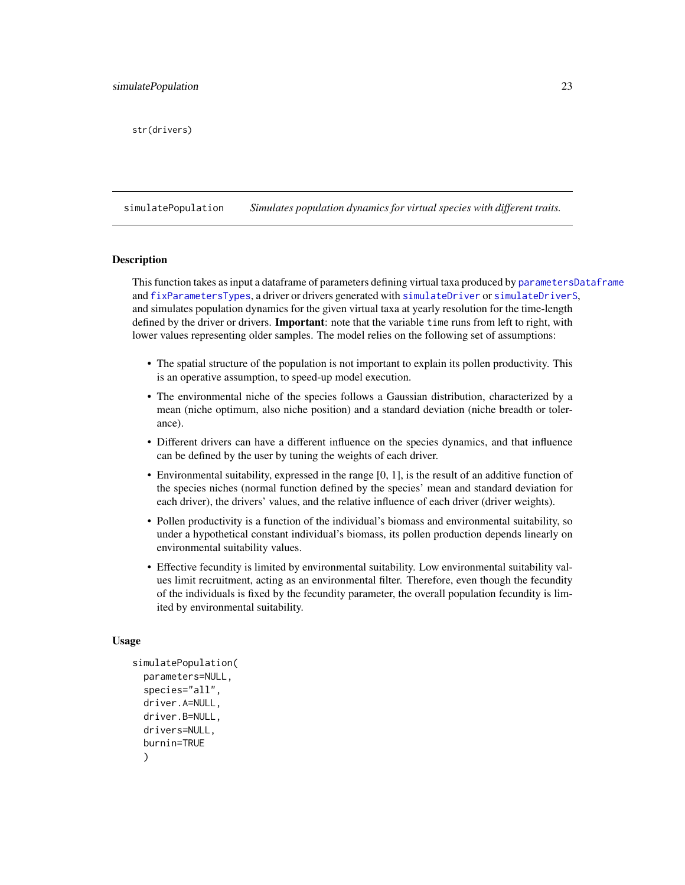```
str(drivers)
```

---

`simulatePopulation` *Simulates population dynamics for virtual species with different traits.*

---

### Description

This function takes as input a dataframe of parameters defining virtual taxa produced by parametersDataframe and fixParametersTypes, a driver or drivers generated with simulateDriver or simulateDriverS, and simulates population dynamics for the given virtual taxa at yearly resolution for the time-length defined by the driver or drivers. **Important**: note that the variable `time` runs from left to right, with lower values representing older samples. The model relies on the following set of assumptions:

- The spatial structure of the population is not important to explain its pollen productivity. This is an operative assumption, to speed-up model execution.
- The environmental niche of the species follows a Gaussian distribution, characterized by a mean (niche optimum, also niche position) and a standard deviation (niche breadth or tolerance).
- Different drivers can have a different influence on the species dynamics, and that influence can be defined by the user by tuning the weights of each driver.
- Environmental suitability, expressed in the range [0, 1], is the result of an additive function of the species niches (normal function defined by the species' mean and standard deviation for each driver), the drivers' values, and the relative influence of each driver (driver weights).
- Pollen productivity is a function of the individual's biomass and environmental suitability, so under a hypothetical constant individual's biomass, its pollen production depends linearly on environmental suitability values.
- Effective fecundity is limited by environmental suitability. Low environmental suitability values limit recruitment, acting as an environmental filter. Therefore, even though the fecundity of the individuals is fixed by the fecundity parameter, the overall population fecundity is limited by environmental suitability.

### Usage

```
simulatePopulation(
  parameters=NULL,
  species="all",
  driver.A=NULL,
  driver.B=NULL,
  drivers=NULL,
  burnin=TRUE
  )
```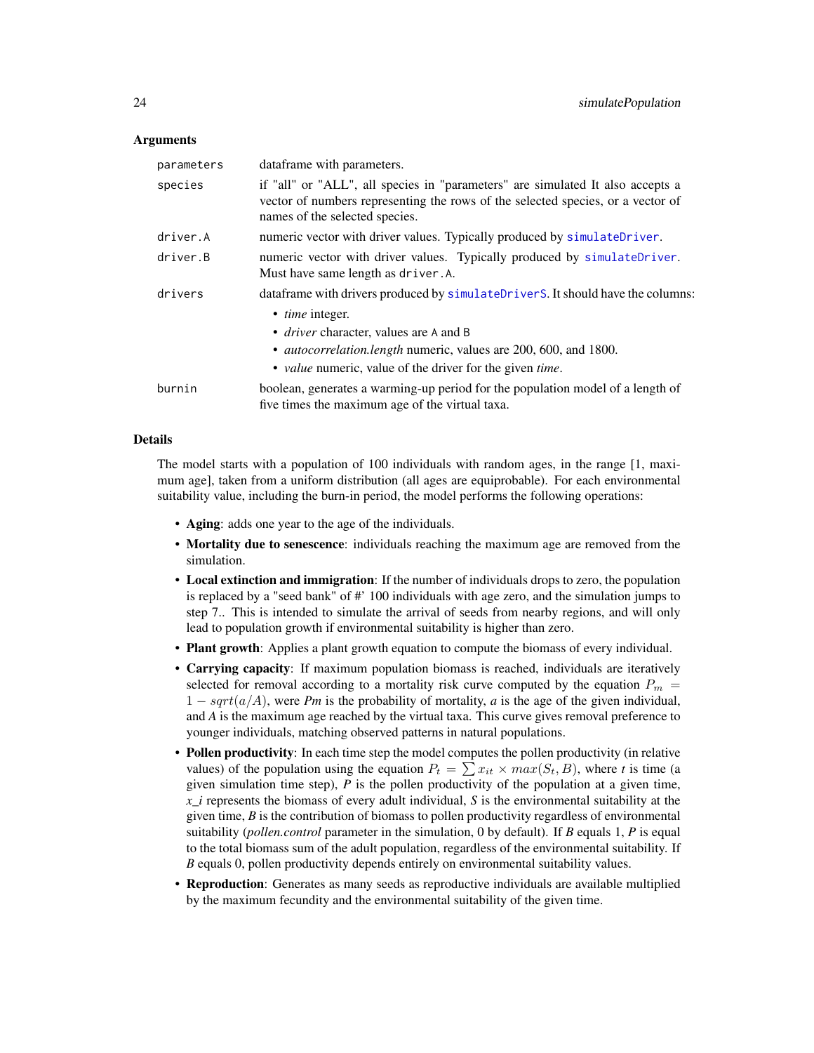### Arguments

| | |
|---|---|
| `parameters` | dataframe with parameters. |
| `species` | if "all" or "ALL", all species in "parameters" are simulated It also accepts a vector of numbers representing the rows of the selected species, or a vector of names of the selected species. |
| `driver.A` | numeric vector with driver values. Typically produced by `simulateDriver`. |
| `driver.B` | numeric vector with driver values. Typically produced by `simulateDriver`. Must have same length as `driver.A`. |
| `drivers` | dataframe with drivers produced by `simulateDriverS`. It should have the columns: <br>• *time* integer. <br>• *driver* character, values are A and B <br>• *autocorrelation.length* numeric, values are 200, 600, and 1800. <br>• *value* numeric, value of the driver for the given *time*. |
| `burnin` | boolean, generates a warming-up period for the population model of a length of five times the maximum age of the virtual taxa. |

### Details

The model starts with a population of 100 individuals with random ages, in the range [1, maximum age], taken from a uniform distribution (all ages are equiprobable). For each environmental suitability value, including the burn-in period, the model performs the following operations:

- **Aging**: adds one year to the age of the individuals.
- **Mortality due to senescence**: individuals reaching the maximum age are removed from the simulation.
- **Local extinction and immigration**: If the number of individuals drops to zero, the population is replaced by a "seed bank" of #' 100 individuals with age zero, and the simulation jumps to step 7.. This is intended to simulate the arrival of seeds from nearby regions, and will only lead to population growth if environmental suitability is higher than zero.
- **Plant growth**: Applies a plant growth equation to compute the biomass of every individual.
- **Carrying capacity**: If maximum population biomass is reached, individuals are iteratively selected for removal according to a mortality risk curve computed by the equation $P_m = 1 - sqrt(a/A)$, were *Pm* is the probability of mortality, *a* is the age of the given individual, and *A* is the maximum age reached by the virtual taxa. This curve gives removal preference to younger individuals, matching observed patterns in natural populations.
- **Pollen productivity**: In each time step the model computes the pollen productivity (in relative values) of the population using the equation $P_t = \sum x_{it} \times max(S_t, B)$, where *t* is time (a given simulation time step), *P* is the pollen productivity of the population at a given time, *x_i* represents the biomass of every adult individual, *S* is the environmental suitability at the given time, *B* is the contribution of biomass to pollen productivity regardless of environmental suitability (*pollen.control* parameter in the simulation, 0 by default). If *B* equals 1, *P* is equal to the total biomass sum of the adult population, regardless of the environmental suitability. If *B* equals 0, pollen productivity depends entirely on environmental suitability values.
- **Reproduction**: Generates as many seeds as reproductive individuals are available multiplied by the maximum fecundity and the environmental suitability of the given time.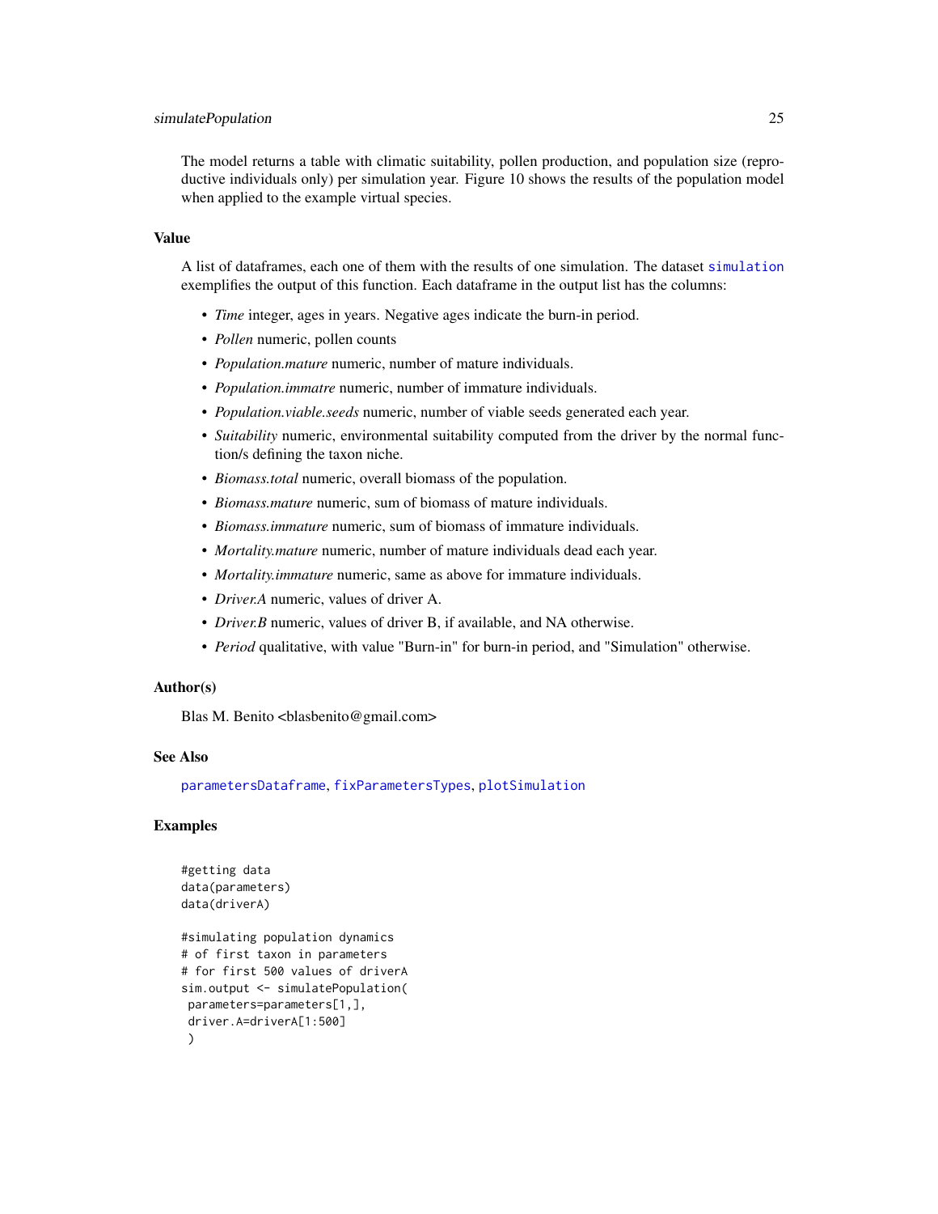The model returns a table with climatic suitability, pollen production, and population size (reproductive individuals only) per simulation year. Figure 10 shows the results of the population model when applied to the example virtual species.

## Value

A list of dataframes, each one of them with the results of one simulation. The dataset simulation exemplifies the output of this function. Each dataframe in the output list has the columns:

- *Time* integer, ages in years. Negative ages indicate the burn-in period.
- *Pollen* numeric, pollen counts
- *Population.mature* numeric, number of mature individuals.
- *Population.immatre* numeric, number of immature individuals.
- *Population.viable.seeds* numeric, number of viable seeds generated each year.
- *Suitability* numeric, environmental suitability computed from the driver by the normal function/s defining the taxon niche.
- *Biomass.total* numeric, overall biomass of the population.
- *Biomass.mature* numeric, sum of biomass of mature individuals.
- *Biomass.immature* numeric, sum of biomass of immature individuals.
- *Mortality.mature* numeric, number of mature individuals dead each year.
- *Mortality.immature* numeric, same as above for immature individuals.
- *Driver.A* numeric, values of driver A.
- *Driver.B* numeric, values of driver B, if available, and NA otherwise.
- *Period* qualitative, with value "Burn-in" for burn-in period, and "Simulation" otherwise.

## Author(s)

Blas M. Benito <blasbenito@gmail.com>

## See Also

parametersDataframe, fixParametersTypes, plotSimulation

## Examples

```
#getting data
data(parameters)
data(driverA)

#simulating population dynamics
# of first taxon in parameters
# for first 500 values of driverA
sim.output <- simulatePopulation(
 parameters=parameters[1,],
 driver.A=driverA[1:500]
 )
```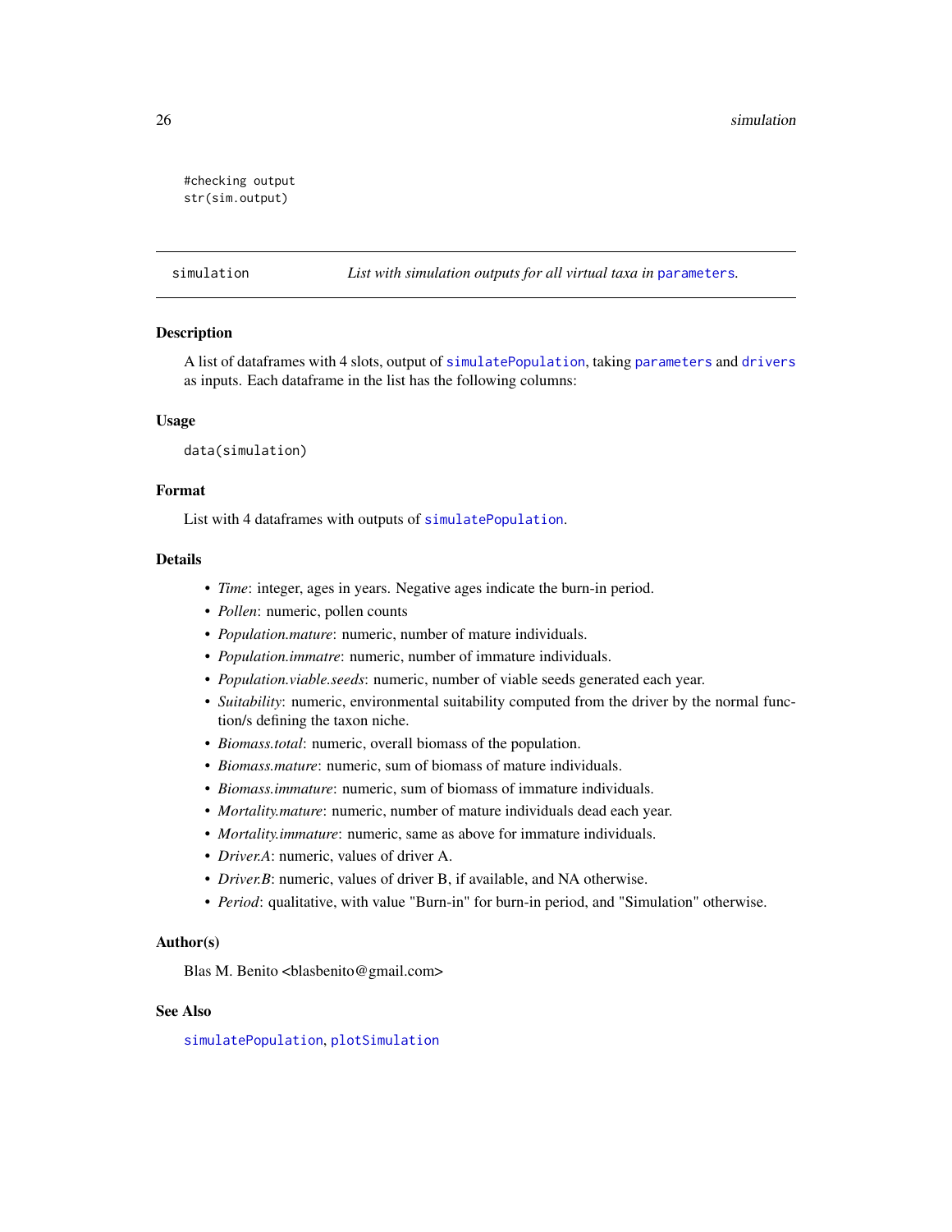```
#checking output
str(sim.output)
```

---

simulation — *List with simulation outputs for all virtual taxa in* `parameters`.

---

### Description

A list of dataframes with 4 slots, output of `simulatePopulation`, taking `parameters` and `drivers` as inputs. Each dataframe in the list has the following columns:

### Usage

```
data(simulation)
```

### Format

List with 4 dataframes with outputs of `simulatePopulation`.

### Details

- *Time*: integer, ages in years. Negative ages indicate the burn-in period.
- *Pollen*: numeric, pollen counts
- *Population.mature*: numeric, number of mature individuals.
- *Population.immatre*: numeric, number of immature individuals.
- *Population.viable.seeds*: numeric, number of viable seeds generated each year.
- *Suitability*: numeric, environmental suitability computed from the driver by the normal function/s defining the taxon niche.
- *Biomass.total*: numeric, overall biomass of the population.
- *Biomass.mature*: numeric, sum of biomass of mature individuals.
- *Biomass.immature*: numeric, sum of biomass of immature individuals.
- *Mortality.mature*: numeric, number of mature individuals dead each year.
- *Mortality.immature*: numeric, same as above for immature individuals.
- *Driver.A*: numeric, values of driver A.
- *Driver.B*: numeric, values of driver B, if available, and NA otherwise.
- *Period*: qualitative, with value "Burn-in" for burn-in period, and "Simulation" otherwise.

### Author(s)

Blas M. Benito <blasbenito@gmail.com>

### See Also

`simulatePopulation`, `plotSimulation`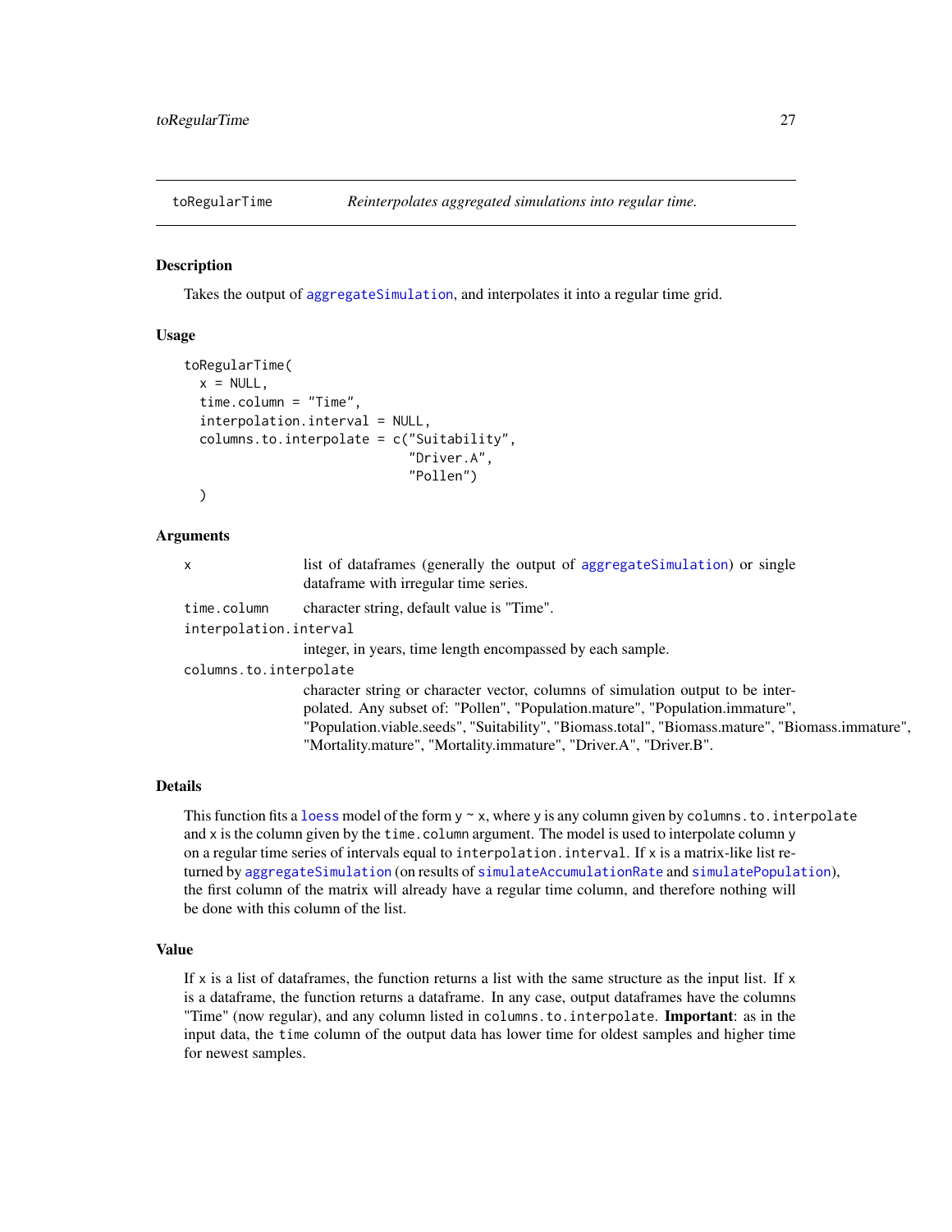## toRegularTime — *Reinterpolates aggregated simulations into regular time.*

### Description

Takes the output of `aggregateSimulation`, and interpolates it into a regular time grid.

### Usage

```
toRegularTime(
  x = NULL,
  time.column = "Time",
  interpolation.interval = NULL,
  columns.to.interpolate = c("Suitability",
                             "Driver.A",
                             "Pollen")
  )
```

### Arguments

| | |
|---|---|
| `x` | list of dataframes (generally the output of `aggregateSimulation`) or single dataframe with irregular time series. |
| `time.column` | character string, default value is "Time". |
| `interpolation.interval` | integer, in years, time length encompassed by each sample. |
| `columns.to.interpolate` | character string or character vector, columns of simulation output to be interpolated. Any subset of: "Pollen", "Population.mature", "Population.immature", "Population.viable.seeds", "Suitability", "Biomass.total", "Biomass.mature", "Biomass.immature", "Mortality.mature", "Mortality.immature", "Driver.A", "Driver.B". |

### Details

This function fits a `loess` model of the form `y ~ x`, where `y` is any column given by `columns.to.interpolate` and `x` is the column given by the `time.column` argument. The model is used to interpolate column `y` on a regular time series of intervals equal to `interpolation.interval`. If `x` is a matrix-like list returned by `aggregateSimulation` (on results of `simulateAccumulationRate` and `simulatePopulation`), the first column of the matrix will already have a regular time column, and therefore nothing will be done with this column of the list.

### Value

If `x` is a list of dataframes, the function returns a list with the same structure as the input list. If `x` is a dataframe, the function returns a dataframe. In any case, output dataframes have the columns "Time" (now regular), and any column listed in `columns.to.interpolate`. **Important**: as in the input data, the `time` column of the output data has lower time for oldest samples and higher time for newest samples.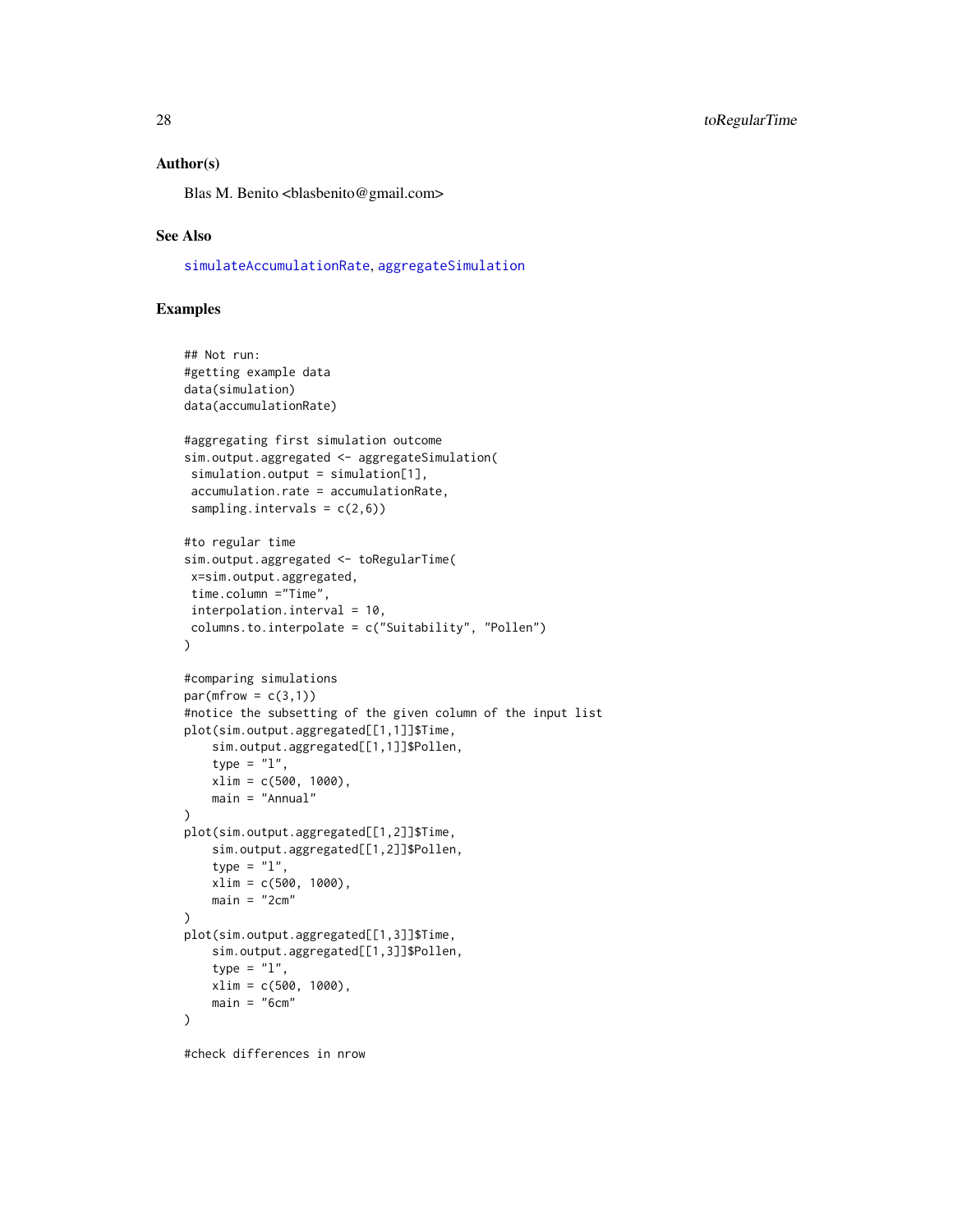### Author(s)

Blas M. Benito <blasbenito@gmail.com>

### See Also

simulateAccumulationRate, aggregateSimulation

### Examples

```
## Not run:
#getting example data
data(simulation)
data(accumulationRate)

#aggregating first simulation outcome
sim.output.aggregated <- aggregateSimulation(
 simulation.output = simulation[1],
 accumulation.rate = accumulationRate,
 sampling.intervals = c(2,6))

#to regular time
sim.output.aggregated <- toRegularTime(
 x=sim.output.aggregated,
 time.column ="Time",
 interpolation.interval = 10,
 columns.to.interpolate = c("Suitability", "Pollen")
)

#comparing simulations
par(mfrow = c(3,1))
#notice the subsetting of the given column of the input list
plot(sim.output.aggregated[[1,1]]$Time,
    sim.output.aggregated[[1,1]]$Pollen,
    type = "l",
    xlim = c(500, 1000),
    main = "Annual"
)
plot(sim.output.aggregated[[1,2]]$Time,
    sim.output.aggregated[[1,2]]$Pollen,
    type = "l",
    xlim = c(500, 1000),
    main = "2cm"
)
plot(sim.output.aggregated[[1,3]]$Time,
    sim.output.aggregated[[1,3]]$Pollen,
    type = "l",
    xlim = c(500, 1000),
    main = "6cm"
)

#check differences in nrow
```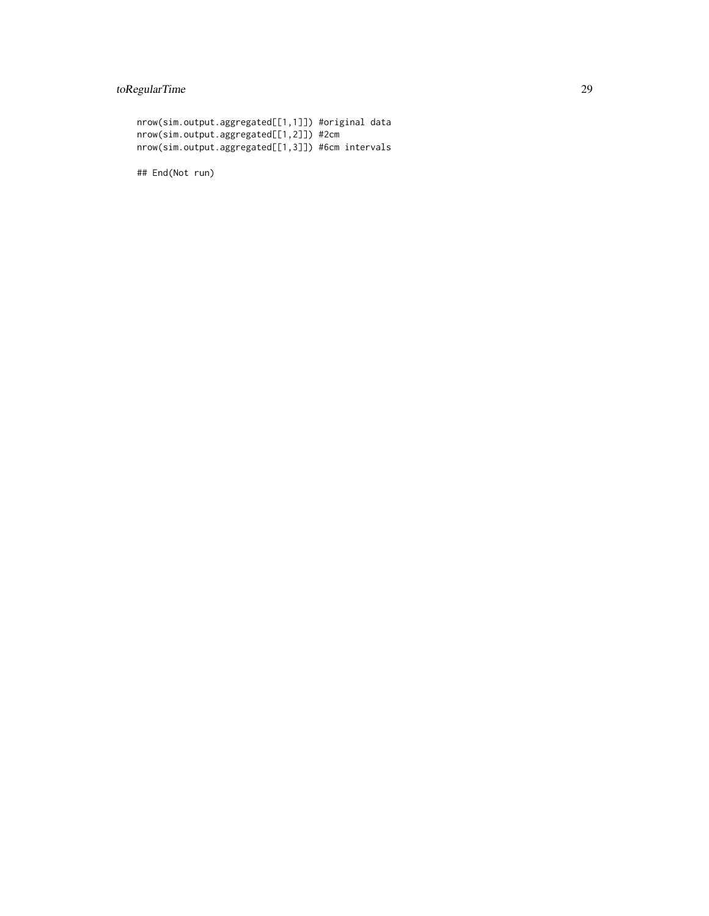```
nrow(sim.output.aggregated[[1,1]]) #original data
nrow(sim.output.aggregated[[1,2]]) #2cm
nrow(sim.output.aggregated[[1,3]]) #6cm intervals

## End(Not run)
```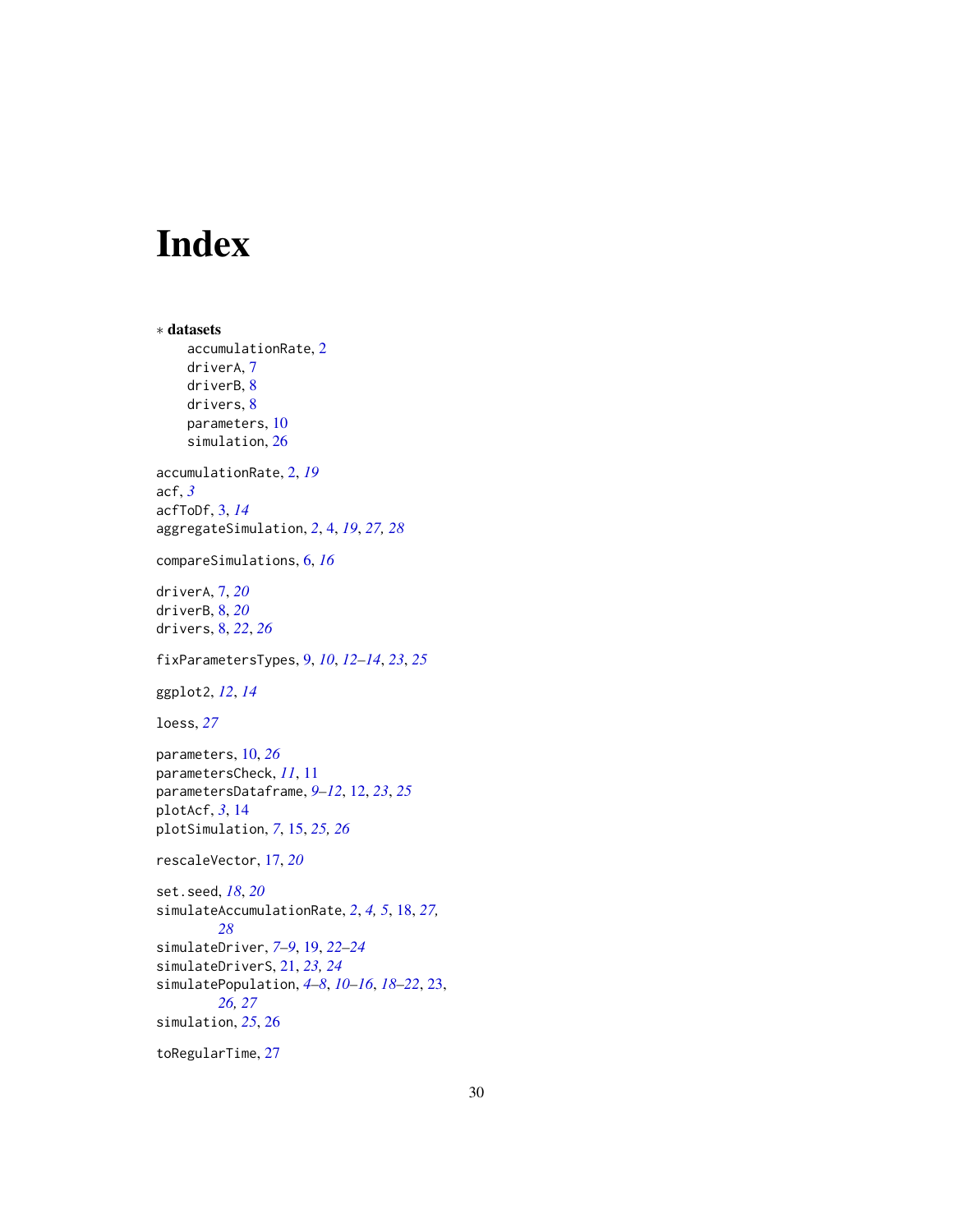# Index

∗ **datasets**

accumulationRate, 2
driverA, 7
driverB, 8
drivers, 8
parameters, 10
simulation, 26

accumulationRate, 2, *19*
acf, *3*
acfToDf, 3, *14*
aggregateSimulation, *2*, 4, *19*, *27*, *28*

compareSimulations, 6, *16*

driverA, 7, *20*
driverB, 8, *20*
drivers, 8, *22*, *26*

fixParametersTypes, 9, *10*, *12–14*, *23*, *25*

ggplot2, *12*, *14*

loess, *27*

parameters, 10, *26*
parametersCheck, *11*, 11
parametersDataframe, *9–12*, 12, *23*, *25*
plotAcf, *3*, 14
plotSimulation, *7*, 15, *25*, *26*

rescaleVector, 17, *20*

set.seed, *18*, *20*
simulateAccumulationRate, *2*, *4*, *5*, 18, *27*, *28*
simulateDriver, *7–9*, 19, *22–24*
simulateDriverS, 21, *23*, *24*
simulatePopulation, *4–8*, *10–16*, *18–22*, 23, *26*, *27*
simulation, *25*, 26

toRegularTime, 27